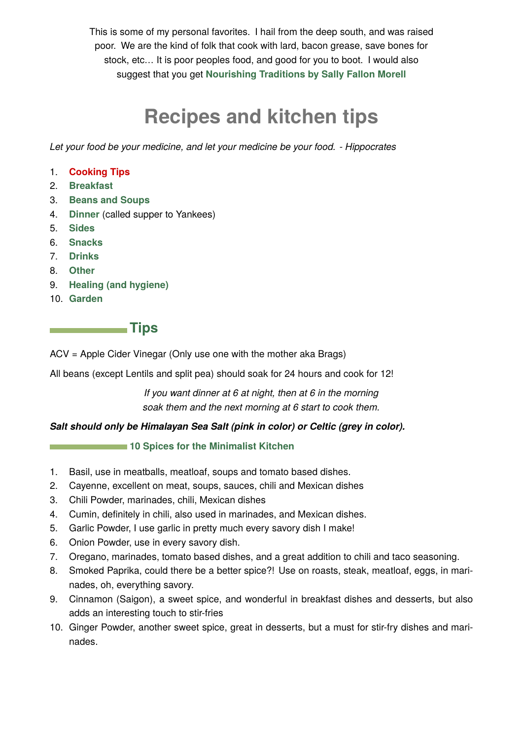This is some of my personal favorites. I hail from the deep south, and was raised poor. We are the kind of folk that cook with lard, bacon grease, save bones for stock, etc… It is poor peoples food, and good for you to boot. I would also suggest that you get **Nourishing Traditions by Sally Fallon Morell**

# Recipes and kitchen tips

*Let your food be your medicine, and let your medicine be your food. - Hippocrates*

1. **Cooking Tips**
2. **Breakfast**
3. **Beans and Soups**
4. **Dinner** (called supper to Yankees)
5. **Sides**
6. **Snacks**
7. **Drinks**
8. **Other**
9. **Healing (and hygiene)**
10. **Garden**

## Tips

ACV = Apple Cider Vinegar (Only use one with the mother aka Brags)

All beans (except Lentils and split pea) should soak for 24 hours and cook for 12!

*If you want dinner at 6 at night, then at 6 in the morning soak them and the next morning at 6 start to cook them.*

***Salt should only be Himalayan Sea Salt (pink in color) or Celtic (grey in color).***

### 10 Spices for the Minimalist Kitchen

1. Basil, use in meatballs, meatloaf, soups and tomato based dishes.
2. Cayenne, excellent on meat, soups, sauces, chili and Mexican dishes
3. Chili Powder, marinades, chili, Mexican dishes
4. Cumin, definitely in chili, also used in marinades, and Mexican dishes.
5. Garlic Powder, I use garlic in pretty much every savory dish I make!
6. Onion Powder, use in every savory dish.
7. Oregano, marinades, tomato based dishes, and a great addition to chili and taco seasoning.
8. Smoked Paprika, could there be a better spice?! Use on roasts, steak, meatloaf, eggs, in marinades, oh, everything savory.
9. Cinnamon (Saigon), a sweet spice, and wonderful in breakfast dishes and desserts, but also adds an interesting touch to stir-fries
10. Ginger Powder, another sweet spice, great in desserts, but a must for stir-fry dishes and marinades.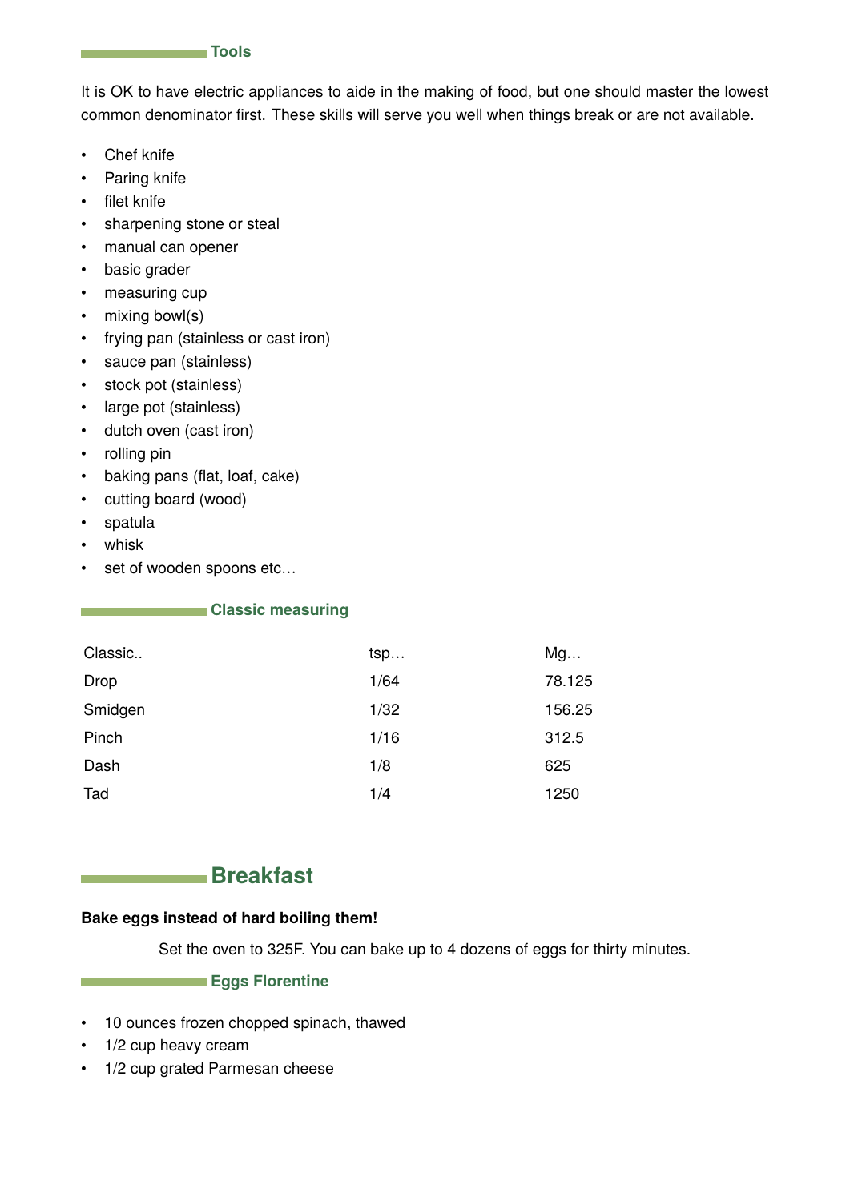### Tools

It is OK to have electric appliances to aide in the making of food, but one should master the lowest common denominator first. These skills will serve you well when things break or are not available.

- Chef knife
- Paring knife
- filet knife
- sharpening stone or steal
- manual can opener
- basic grader
- measuring cup
- mixing bowl(s)
- frying pan (stainless or cast iron)
- sauce pan (stainless)
- stock pot (stainless)
- large pot (stainless)
- dutch oven (cast iron)
- rolling pin
- baking pans (flat, loaf, cake)
- cutting board (wood)
- spatula
- whisk
- set of wooden spoons etc…

### Classic measuring

| Classic.. | tsp… | Mg… |
|---|---|---|
| Drop | 1/64 | 78.125 |
| Smidgen | 1/32 | 156.25 |
| Pinch | 1/16 | 312.5 |
| Dash | 1/8 | 625 |
| Tad | 1/4 | 1250 |

## Breakfast

**Bake eggs instead of hard boiling them!**

Set the oven to 325F. You can bake up to 4 dozens of eggs for thirty minutes.

### Eggs Florentine

- 10 ounces frozen chopped spinach, thawed
- 1/2 cup heavy cream
- 1/2 cup grated Parmesan cheese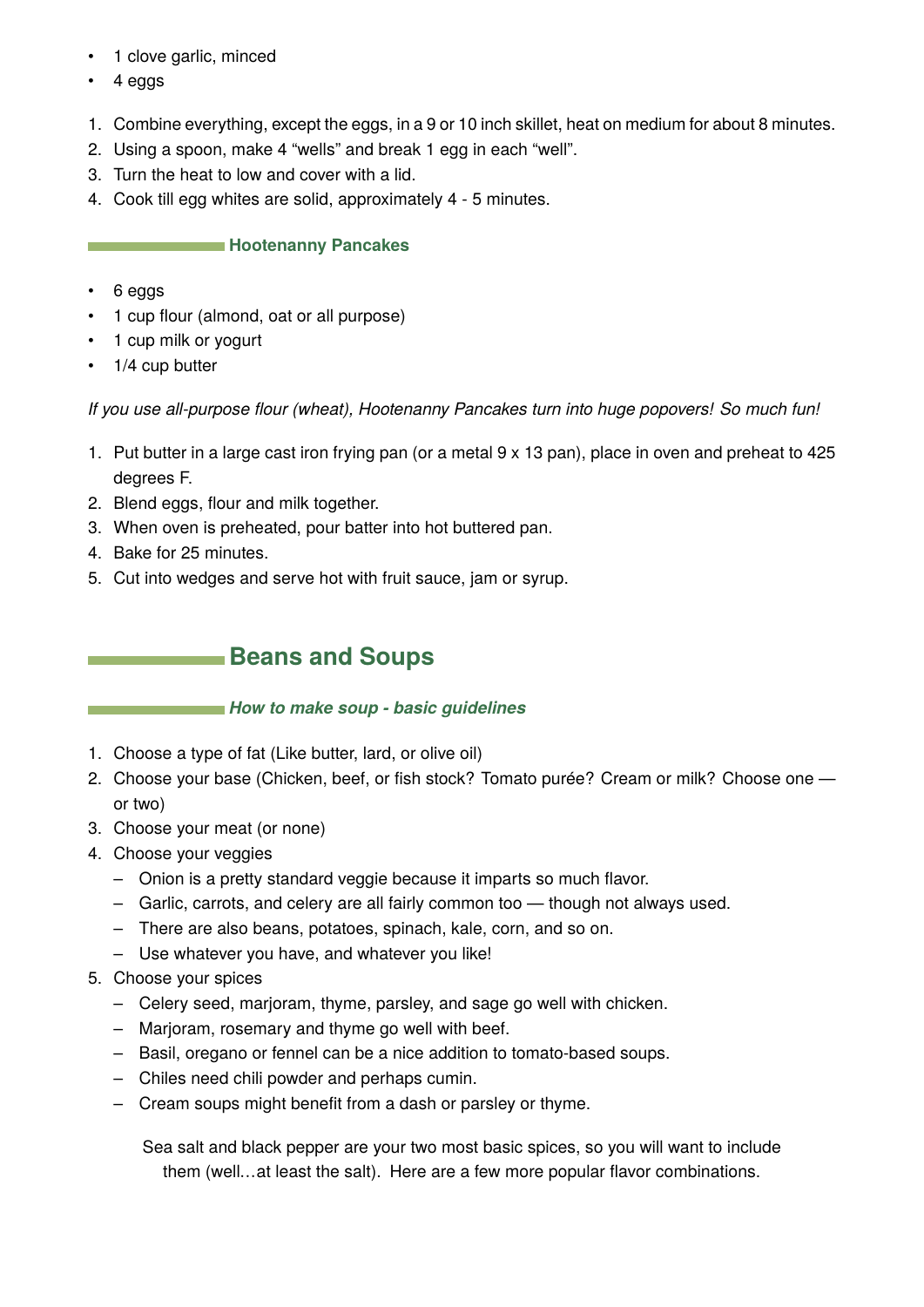- 1 clove garlic, minced
- 4 eggs

1. Combine everything, except the eggs, in a 9 or 10 inch skillet, heat on medium for about 8 minutes.
2. Using a spoon, make 4 “wells” and break 1 egg in each “well”.
3. Turn the heat to low and cover with a lid.
4. Cook till egg whites are solid, approximately 4 - 5 minutes.

### Hootenanny Pancakes

- 6 eggs
- 1 cup flour (almond, oat or all purpose)
- 1 cup milk or yogurt
- 1/4 cup butter

*If you use all-purpose flour (wheat), Hootenanny Pancakes turn into huge popovers! So much fun!*

1. Put butter in a large cast iron frying pan (or a metal 9 x 13 pan), place in oven and preheat to 425 degrees F.
2. Blend eggs, flour and milk together.
3. When oven is preheated, pour batter into hot buttered pan.
4. Bake for 25 minutes.
5. Cut into wedges and serve hot with fruit sauce, jam or syrup.

## Beans and Soups

### *How to make soup - basic guidelines*

1. Choose a type of fat (Like butter, lard, or olive oil)
2. Choose your base (Chicken, beef, or fish stock? Tomato purée? Cream or milk? Choose one — or two)
3. Choose your meat (or none)
4. Choose your veggies
   - Onion is a pretty standard veggie because it imparts so much flavor.
   - Garlic, carrots, and celery are all fairly common too — though not always used.
   - There are also beans, potatoes, spinach, kale, corn, and so on.
   - Use whatever you have, and whatever you like!
5. Choose your spices
   - Celery seed, marjoram, thyme, parsley, and sage go well with chicken.
   - Marjoram, rosemary and thyme go well with beef.
   - Basil, oregano or fennel can be a nice addition to tomato-based soups.
   - Chiles need chili powder and perhaps cumin.
   - Cream soups might benefit from a dash or parsley or thyme.

Sea salt and black pepper are your two most basic spices, so you will want to include them (well…at least the salt). Here are a few more popular flavor combinations.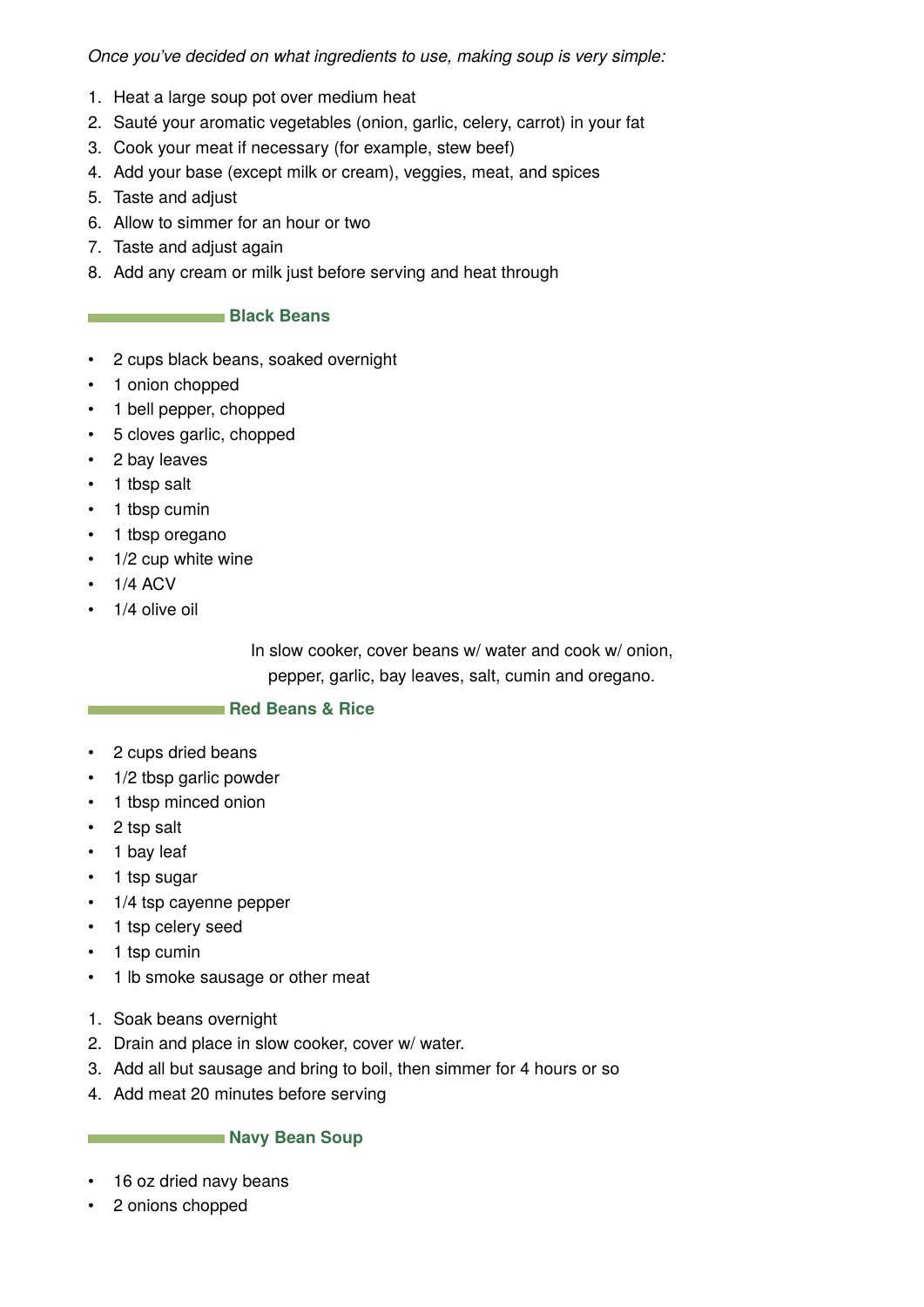*Once you've decided on what ingredients to use, making soup is very simple:*

1. Heat a large soup pot over medium heat
2. Sauté your aromatic vegetables (onion, garlic, celery, carrot) in your fat
3. Cook your meat if necessary (for example, stew beef)
4. Add your base (except milk or cream), veggies, meat, and spices
5. Taste and adjust
6. Allow to simmer for an hour or two
7. Taste and adjust again
8. Add any cream or milk just before serving and heat through

### Black Beans

- 2 cups black beans, soaked overnight
- 1 onion chopped
- 1 bell pepper, chopped
- 5 cloves garlic, chopped
- 2 bay leaves
- 1 tbsp salt
- 1 tbsp cumin
- 1 tbsp oregano
- 1/2 cup white wine
- 1/4 ACV
- 1/4 olive oil

In slow cooker, cover beans w/ water and cook w/ onion, pepper, garlic, bay leaves, salt, cumin and oregano.

### Red Beans & Rice

- 2 cups dried beans
- 1/2 tbsp garlic powder
- 1 tbsp minced onion
- 2 tsp salt
- 1 bay leaf
- 1 tsp sugar
- 1/4 tsp cayenne pepper
- 1 tsp celery seed
- 1 tsp cumin
- 1 lb smoke sausage or other meat

1. Soak beans overnight
2. Drain and place in slow cooker, cover w/ water.
3. Add all but sausage and bring to boil, then simmer for 4 hours or so
4. Add meat 20 minutes before serving

### Navy Bean Soup

- 16 oz dried navy beans
- 2 onions chopped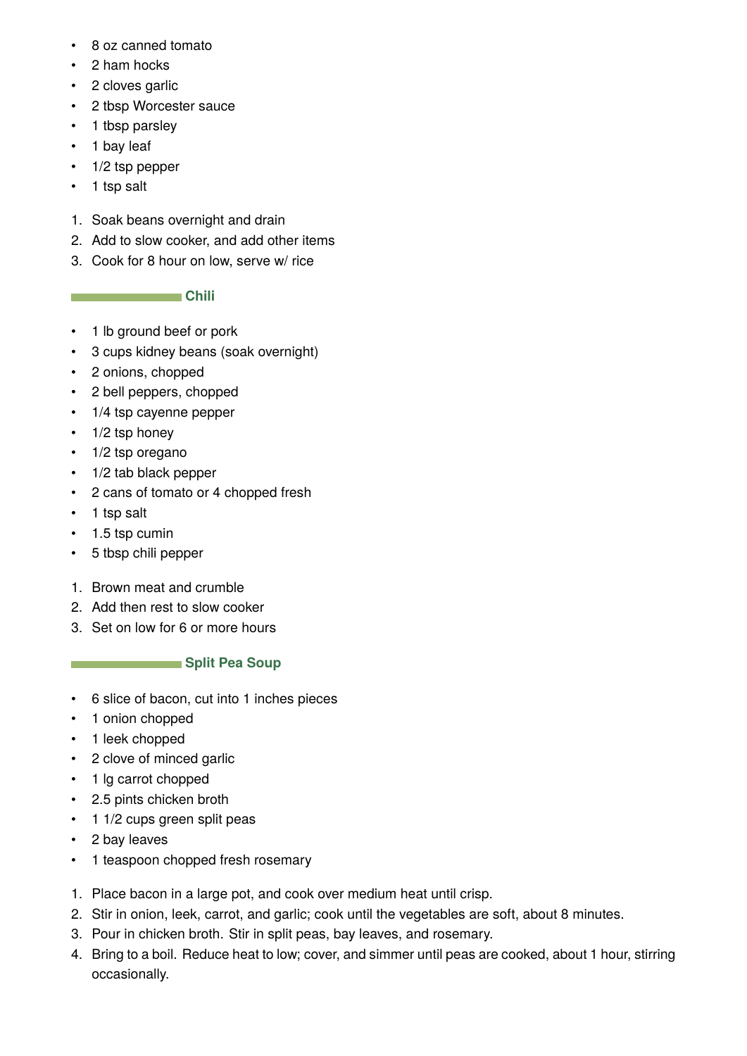- 8 oz canned tomato
- 2 ham hocks
- 2 cloves garlic
- 2 tbsp Worcester sauce
- 1 tbsp parsley
- 1 bay leaf
- 1/2 tsp pepper
- 1 tsp salt

1. Soak beans overnight and drain
2. Add to slow cooker, and add other items
3. Cook for 8 hour on low, serve w/ rice

## Chili

- 1 lb ground beef or pork
- 3 cups kidney beans (soak overnight)
- 2 onions, chopped
- 2 bell peppers, chopped
- 1/4 tsp cayenne pepper
- 1/2 tsp honey
- 1/2 tsp oregano
- 1/2 tab black pepper
- 2 cans of tomato or 4 chopped fresh
- 1 tsp salt
- 1.5 tsp cumin
- 5 tbsp chili pepper

1. Brown meat and crumble
2. Add then rest to slow cooker
3. Set on low for 6 or more hours

## Split Pea Soup

- 6 slice of bacon, cut into 1 inches pieces
- 1 onion chopped
- 1 leek chopped
- 2 clove of minced garlic
- 1 lg carrot chopped
- 2.5 pints chicken broth
- 1 1/2 cups green split peas
- 2 bay leaves
- 1 teaspoon chopped fresh rosemary

1. Place bacon in a large pot, and cook over medium heat until crisp.
2. Stir in onion, leek, carrot, and garlic; cook until the vegetables are soft, about 8 minutes.
3. Pour in chicken broth. Stir in split peas, bay leaves, and rosemary.
4. Bring to a boil. Reduce heat to low; cover, and simmer until peas are cooked, about 1 hour, stirring occasionally.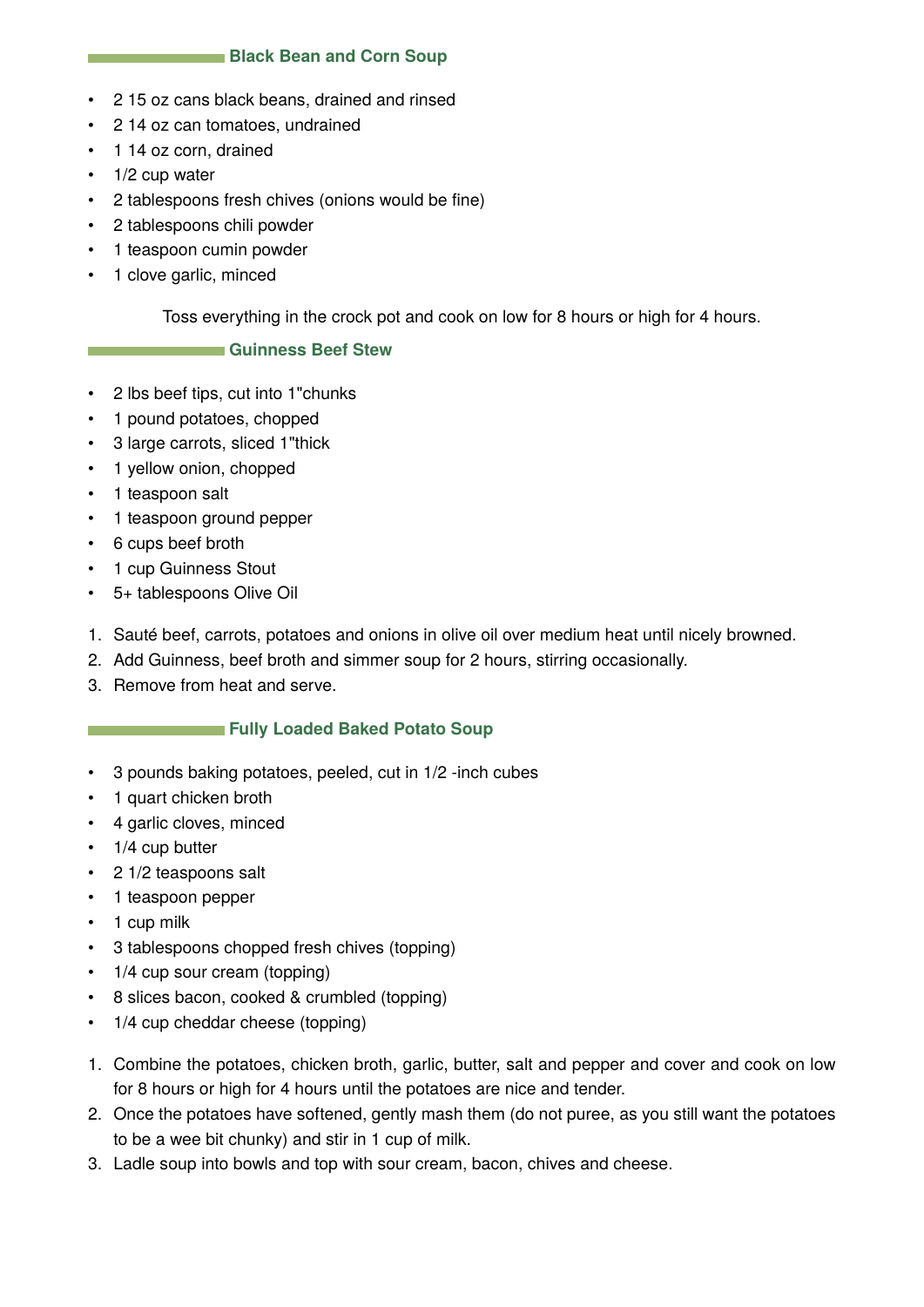## Black Bean and Corn Soup

- 2 15 oz cans black beans, drained and rinsed
- 2 14 oz can tomatoes, undrained
- 1 14 oz corn, drained
- 1/2 cup water
- 2 tablespoons fresh chives (onions would be fine)
- 2 tablespoons chili powder
- 1 teaspoon cumin powder
- 1 clove garlic, minced

Toss everything in the crock pot and cook on low for 8 hours or high for 4 hours.

## Guinness Beef Stew

- 2 lbs beef tips, cut into 1"chunks
- 1 pound potatoes, chopped
- 3 large carrots, sliced 1"thick
- 1 yellow onion, chopped
- 1 teaspoon salt
- 1 teaspoon ground pepper
- 6 cups beef broth
- 1 cup Guinness Stout
- 5+ tablespoons Olive Oil

1. Sauté beef, carrots, potatoes and onions in olive oil over medium heat until nicely browned.
2. Add Guinness, beef broth and simmer soup for 2 hours, stirring occasionally.
3. Remove from heat and serve.

## Fully Loaded Baked Potato Soup

- 3 pounds baking potatoes, peeled, cut in 1/2 -inch cubes
- 1 quart chicken broth
- 4 garlic cloves, minced
- 1/4 cup butter
- 2 1/2 teaspoons salt
- 1 teaspoon pepper
- 1 cup milk
- 3 tablespoons chopped fresh chives (topping)
- 1/4 cup sour cream (topping)
- 8 slices bacon, cooked & crumbled (topping)
- 1/4 cup cheddar cheese (topping)

1. Combine the potatoes, chicken broth, garlic, butter, salt and pepper and cover and cook on low for 8 hours or high for 4 hours until the potatoes are nice and tender.
2. Once the potatoes have softened, gently mash them (do not puree, as you still want the potatoes to be a wee bit chunky) and stir in 1 cup of milk.
3. Ladle soup into bowls and top with sour cream, bacon, chives and cheese.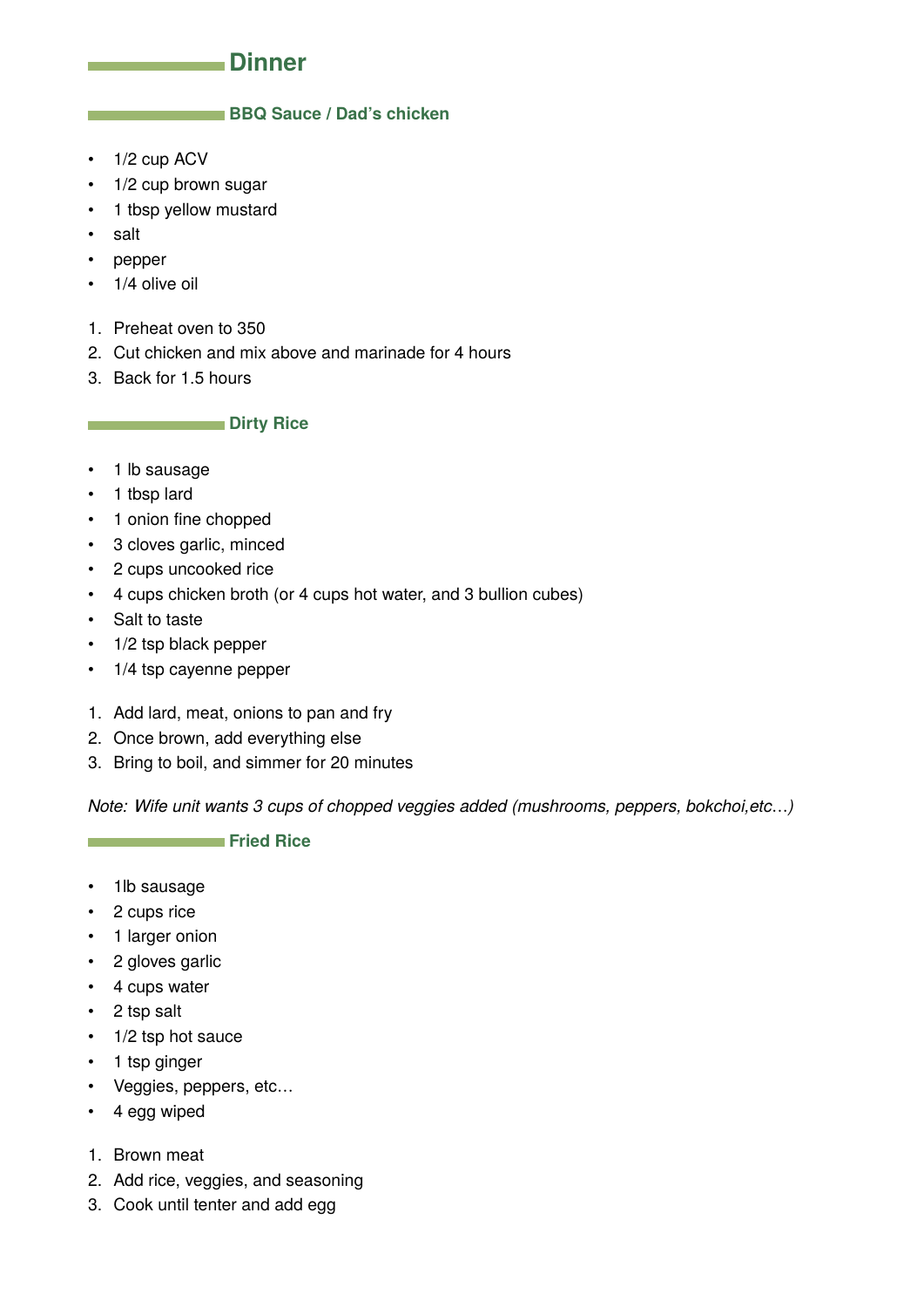# Dinner

## BBQ Sauce / Dad's chicken

- 1/2 cup ACV
- 1/2 cup brown sugar
- 1 tbsp yellow mustard
- salt
- pepper
- 1/4 olive oil

1. Preheat oven to 350
2. Cut chicken and mix above and marinade for 4 hours
3. Back for 1.5 hours

## Dirty Rice

- 1 lb sausage
- 1 tbsp lard
- 1 onion fine chopped
- 3 cloves garlic, minced
- 2 cups uncooked rice
- 4 cups chicken broth (or 4 cups hot water, and 3 bullion cubes)
- Salt to taste
- 1/2 tsp black pepper
- 1/4 tsp cayenne pepper

1. Add lard, meat, onions to pan and fry
2. Once brown, add everything else
3. Bring to boil, and simmer for 20 minutes

*Note: Wife unit wants 3 cups of chopped veggies added (mushrooms, peppers, bokchoi,etc…)*

## Fried Rice

- 1lb sausage
- 2 cups rice
- 1 larger onion
- 2 gloves garlic
- 4 cups water
- 2 tsp salt
- 1/2 tsp hot sauce
- 1 tsp ginger
- Veggies, peppers, etc…
- 4 egg wiped

1. Brown meat
2. Add rice, veggies, and seasoning
3. Cook until tenter and add egg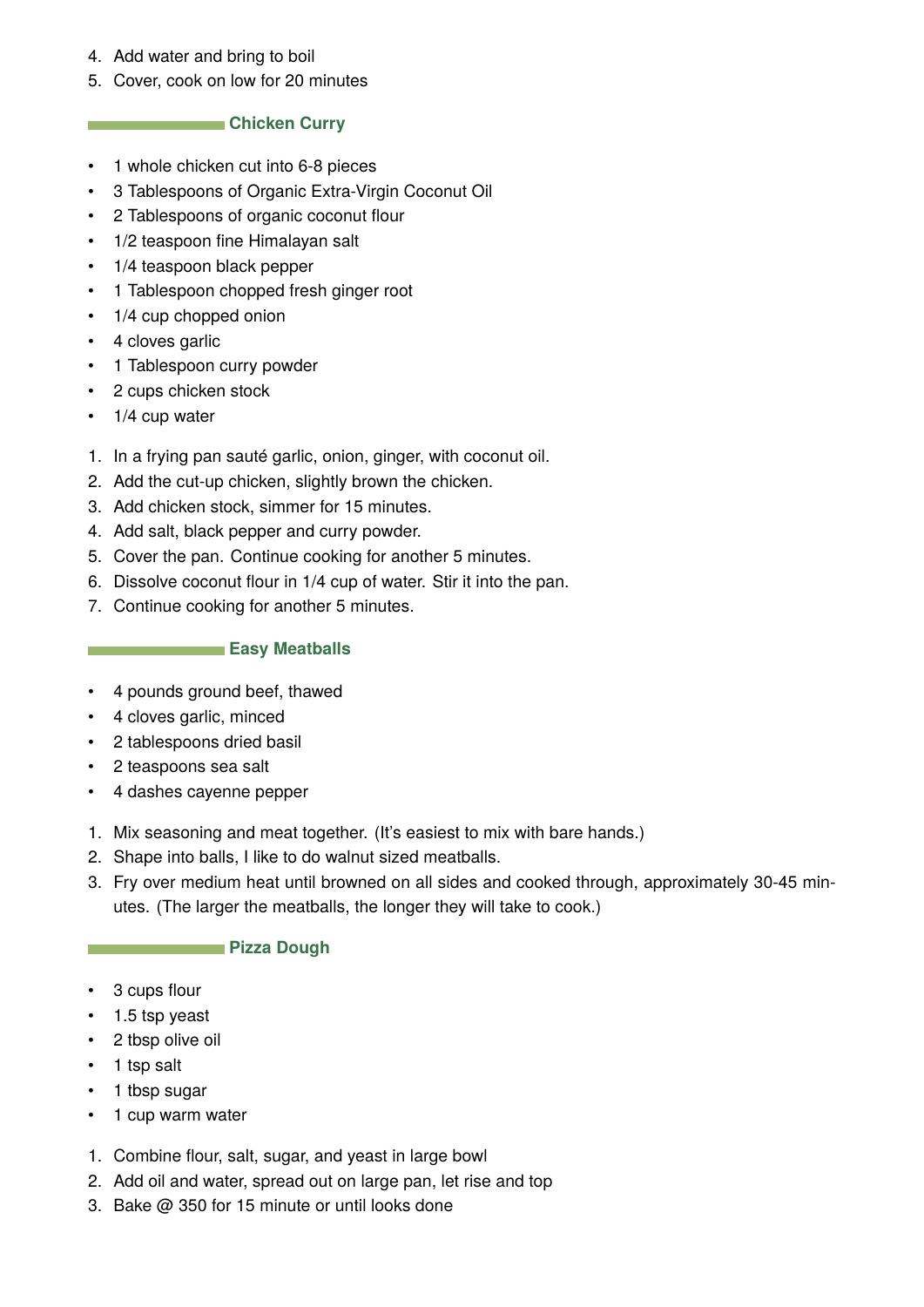4. Add water and bring to boil
5. Cover, cook on low for 20 minutes

## Chicken Curry

- 1 whole chicken cut into 6-8 pieces
- 3 Tablespoons of Organic Extra-Virgin Coconut Oil
- 2 Tablespoons of organic coconut flour
- 1/2 teaspoon fine Himalayan salt
- 1/4 teaspoon black pepper
- 1 Tablespoon chopped fresh ginger root
- 1/4 cup chopped onion
- 4 cloves garlic
- 1 Tablespoon curry powder
- 2 cups chicken stock
- 1/4 cup water

1. In a frying pan sauté garlic, onion, ginger, with coconut oil.
2. Add the cut-up chicken, slightly brown the chicken.
3. Add chicken stock, simmer for 15 minutes.
4. Add salt, black pepper and curry powder.
5. Cover the pan. Continue cooking for another 5 minutes.
6. Dissolve coconut flour in 1/4 cup of water. Stir it into the pan.
7. Continue cooking for another 5 minutes.

## Easy Meatballs

- 4 pounds ground beef, thawed
- 4 cloves garlic, minced
- 2 tablespoons dried basil
- 2 teaspoons sea salt
- 4 dashes cayenne pepper

1. Mix seasoning and meat together. (It's easiest to mix with bare hands.)
2. Shape into balls, I like to do walnut sized meatballs.
3. Fry over medium heat until browned on all sides and cooked through, approximately 30-45 minutes. (The larger the meatballs, the longer they will take to cook.)

## Pizza Dough

- 3 cups flour
- 1.5 tsp yeast
- 2 tbsp olive oil
- 1 tsp salt
- 1 tbsp sugar
- 1 cup warm water

1. Combine flour, salt, sugar, and yeast in large bowl
2. Add oil and water, spread out on large pan, let rise and top
3. Bake @ 350 for 15 minute or until looks done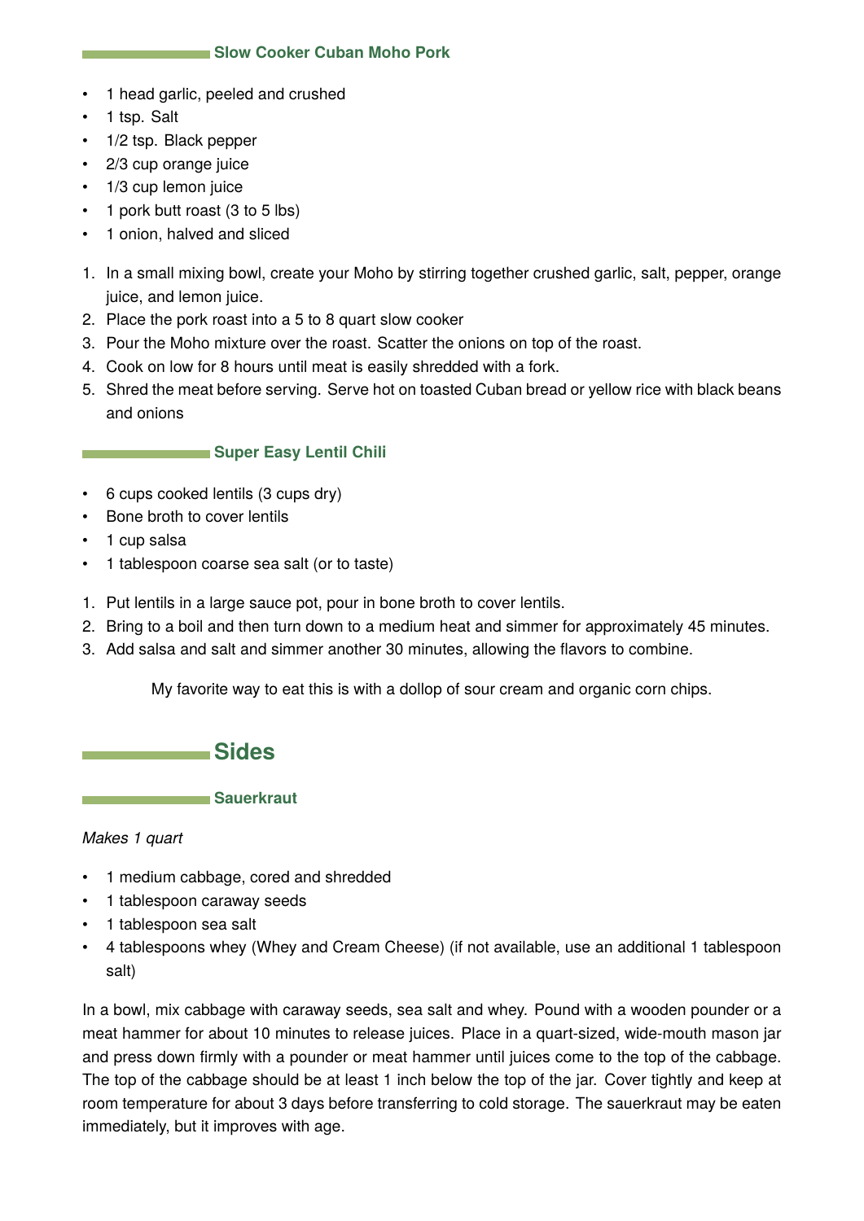### Slow Cooker Cuban Moho Pork

- 1 head garlic, peeled and crushed
- 1 tsp. Salt
- 1/2 tsp. Black pepper
- 2/3 cup orange juice
- 1/3 cup lemon juice
- 1 pork butt roast (3 to 5 lbs)
- 1 onion, halved and sliced

1. In a small mixing bowl, create your Moho by stirring together crushed garlic, salt, pepper, orange juice, and lemon juice.
2. Place the pork roast into a 5 to 8 quart slow cooker
3. Pour the Moho mixture over the roast. Scatter the onions on top of the roast.
4. Cook on low for 8 hours until meat is easily shredded with a fork.
5. Shred the meat before serving. Serve hot on toasted Cuban bread or yellow rice with black beans and onions

### Super Easy Lentil Chili

- 6 cups cooked lentils (3 cups dry)
- Bone broth to cover lentils
- 1 cup salsa
- 1 tablespoon coarse sea salt (or to taste)

1. Put lentils in a large sauce pot, pour in bone broth to cover lentils.
2. Bring to a boil and then turn down to a medium heat and simmer for approximately 45 minutes.
3. Add salsa and salt and simmer another 30 minutes, allowing the flavors to combine.

My favorite way to eat this is with a dollop of sour cream and organic corn chips.

## Sides

### Sauerkraut

*Makes 1 quart*

- 1 medium cabbage, cored and shredded
- 1 tablespoon caraway seeds
- 1 tablespoon sea salt
- 4 tablespoons whey (Whey and Cream Cheese) (if not available, use an additional 1 tablespoon salt)

In a bowl, mix cabbage with caraway seeds, sea salt and whey. Pound with a wooden pounder or a meat hammer for about 10 minutes to release juices. Place in a quart-sized, wide-mouth mason jar and press down firmly with a pounder or meat hammer until juices come to the top of the cabbage. The top of the cabbage should be at least 1 inch below the top of the jar. Cover tightly and keep at room temperature for about 3 days before transferring to cold storage. The sauerkraut may be eaten immediately, but it improves with age.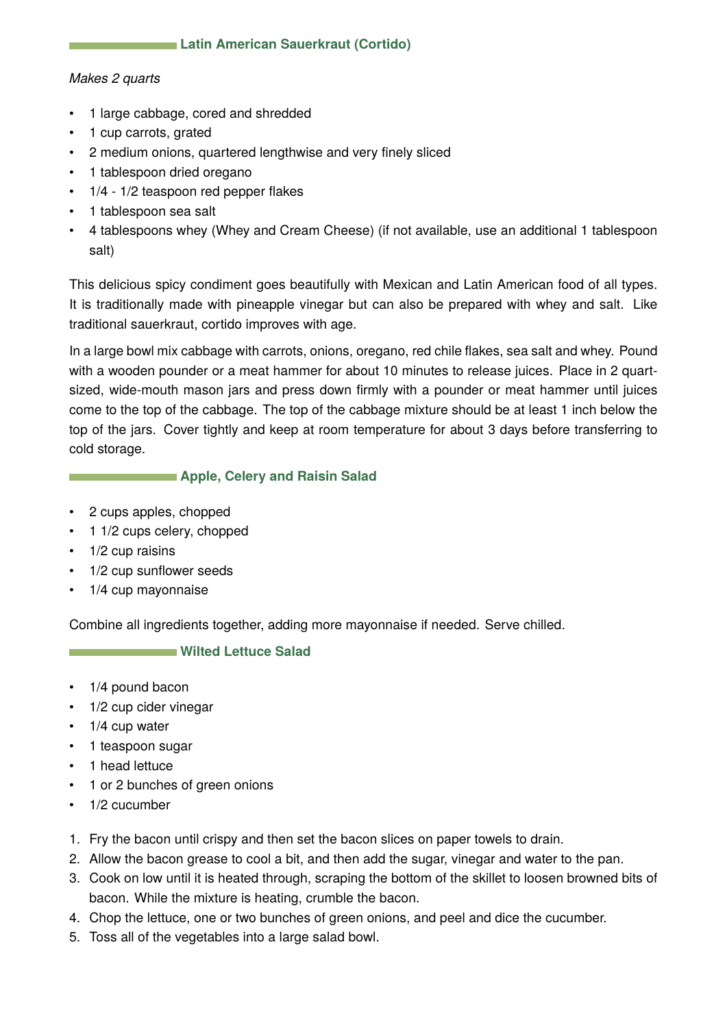## Latin American Sauerkraut (Cortido)

*Makes 2 quarts*

- 1 large cabbage, cored and shredded
- 1 cup carrots, grated
- 2 medium onions, quartered lengthwise and very finely sliced
- 1 tablespoon dried oregano
- 1/4 - 1/2 teaspoon red pepper flakes
- 1 tablespoon sea salt
- 4 tablespoons whey (Whey and Cream Cheese) (if not available, use an additional 1 tablespoon salt)

This delicious spicy condiment goes beautifully with Mexican and Latin American food of all types. It is traditionally made with pineapple vinegar but can also be prepared with whey and salt. Like traditional sauerkraut, cortido improves with age.

In a large bowl mix cabbage with carrots, onions, oregano, red chile flakes, sea salt and whey. Pound with a wooden pounder or a meat hammer for about 10 minutes to release juices. Place in 2 quart-sized, wide-mouth mason jars and press down firmly with a pounder or meat hammer until juices come to the top of the cabbage. The top of the cabbage mixture should be at least 1 inch below the top of the jars. Cover tightly and keep at room temperature for about 3 days before transferring to cold storage.

## Apple, Celery and Raisin Salad

- 2 cups apples, chopped
- 1 1/2 cups celery, chopped
- 1/2 cup raisins
- 1/2 cup sunflower seeds
- 1/4 cup mayonnaise

Combine all ingredients together, adding more mayonnaise if needed. Serve chilled.

## Wilted Lettuce Salad

- 1/4 pound bacon
- 1/2 cup cider vinegar
- 1/4 cup water
- 1 teaspoon sugar
- 1 head lettuce
- 1 or 2 bunches of green onions
- 1/2 cucumber

1. Fry the bacon until crispy and then set the bacon slices on paper towels to drain.
2. Allow the bacon grease to cool a bit, and then add the sugar, vinegar and water to the pan.
3. Cook on low until it is heated through, scraping the bottom of the skillet to loosen browned bits of bacon. While the mixture is heating, crumble the bacon.
4. Chop the lettuce, one or two bunches of green onions, and peel and dice the cucumber.
5. Toss all of the vegetables into a large salad bowl.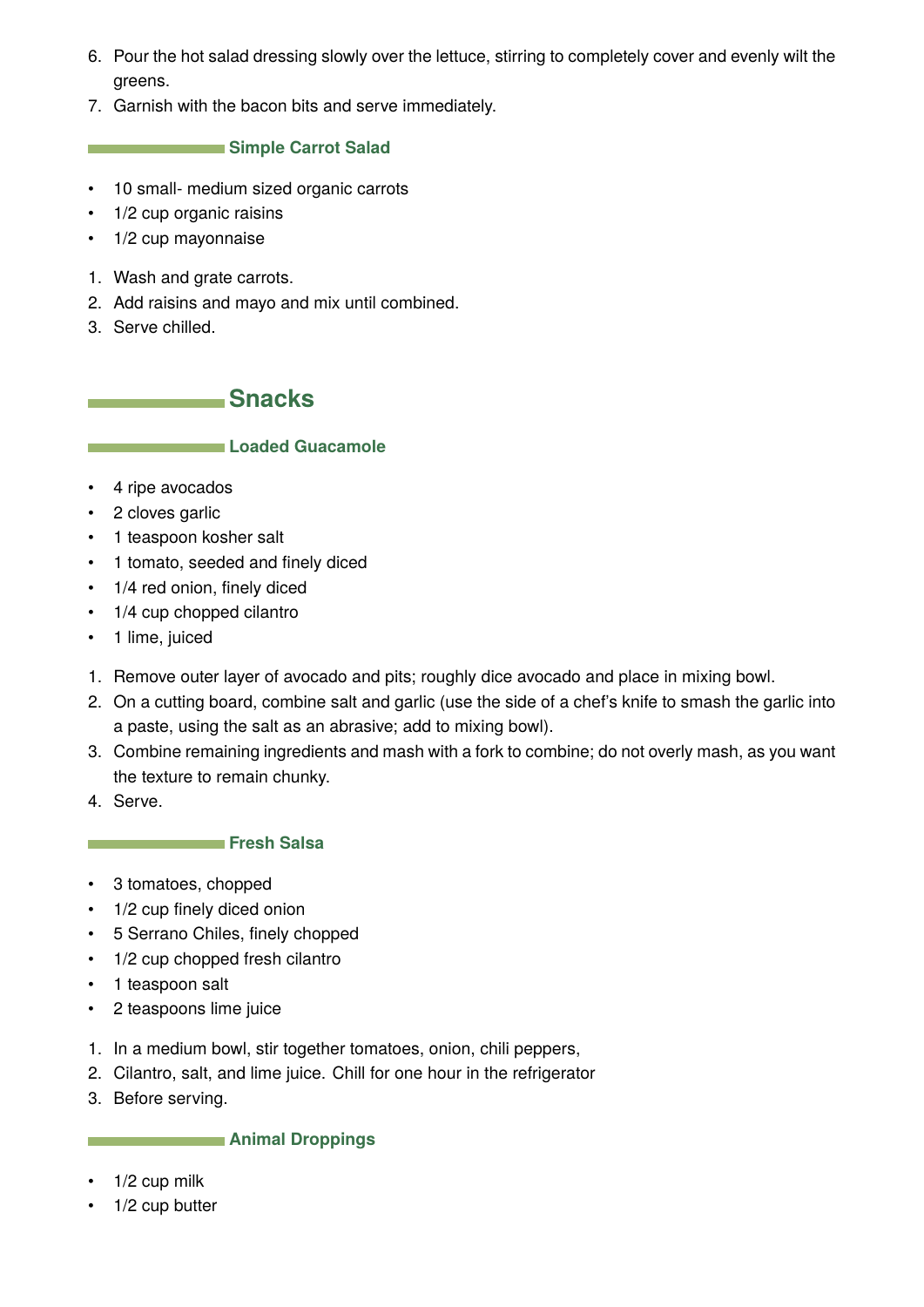6. Pour the hot salad dressing slowly over the lettuce, stirring to completely cover and evenly wilt the greens.
7. Garnish with the bacon bits and serve immediately.

### Simple Carrot Salad

- 10 small- medium sized organic carrots
- 1/2 cup organic raisins
- 1/2 cup mayonnaise

1. Wash and grate carrots.
2. Add raisins and mayo and mix until combined.
3. Serve chilled.

## Snacks

### Loaded Guacamole

- 4 ripe avocados
- 2 cloves garlic
- 1 teaspoon kosher salt
- 1 tomato, seeded and finely diced
- 1/4 red onion, finely diced
- 1/4 cup chopped cilantro
- 1 lime, juiced

1. Remove outer layer of avocado and pits; roughly dice avocado and place in mixing bowl.
2. On a cutting board, combine salt and garlic (use the side of a chef's knife to smash the garlic into a paste, using the salt as an abrasive; add to mixing bowl).
3. Combine remaining ingredients and mash with a fork to combine; do not overly mash, as you want the texture to remain chunky.
4. Serve.

### Fresh Salsa

- 3 tomatoes, chopped
- 1/2 cup finely diced onion
- 5 Serrano Chiles, finely chopped
- 1/2 cup chopped fresh cilantro
- 1 teaspoon salt
- 2 teaspoons lime juice

1. In a medium bowl, stir together tomatoes, onion, chili peppers,
2. Cilantro, salt, and lime juice. Chill for one hour in the refrigerator
3. Before serving.

### Animal Droppings

- 1/2 cup milk
- 1/2 cup butter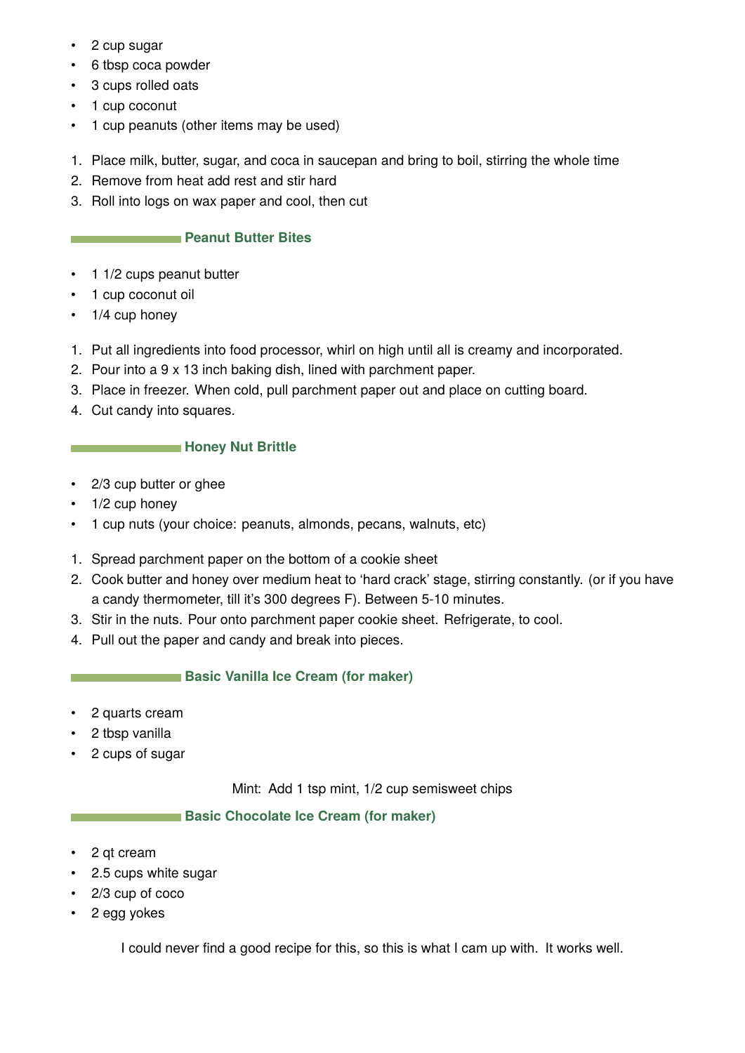- 2 cup sugar
- 6 tbsp coca powder
- 3 cups rolled oats
- 1 cup coconut
- 1 cup peanuts (other items may be used)

1. Place milk, butter, sugar, and coca in saucepan and bring to boil, stirring the whole time
2. Remove from heat add rest and stir hard
3. Roll into logs on wax paper and cool, then cut

## Peanut Butter Bites

- 1 1/2 cups peanut butter
- 1 cup coconut oil
- 1/4 cup honey

1. Put all ingredients into food processor, whirl on high until all is creamy and incorporated.
2. Pour into a 9 x 13 inch baking dish, lined with parchment paper.
3. Place in freezer. When cold, pull parchment paper out and place on cutting board.
4. Cut candy into squares.

## Honey Nut Brittle

- 2/3 cup butter or ghee
- 1/2 cup honey
- 1 cup nuts (your choice: peanuts, almonds, pecans, walnuts, etc)

1. Spread parchment paper on the bottom of a cookie sheet
2. Cook butter and honey over medium heat to 'hard crack' stage, stirring constantly. (or if you have a candy thermometer, till it's 300 degrees F). Between 5-10 minutes.
3. Stir in the nuts. Pour onto parchment paper cookie sheet. Refrigerate, to cool.
4. Pull out the paper and candy and break into pieces.

## Basic Vanilla Ice Cream (for maker)

- 2 quarts cream
- 2 tbsp vanilla
- 2 cups of sugar

Mint: Add 1 tsp mint, 1/2 cup semisweet chips

## Basic Chocolate Ice Cream (for maker)

- 2 qt cream
- 2.5 cups white sugar
- 2/3 cup of coco
- 2 egg yokes

I could never find a good recipe for this, so this is what I cam up with. It works well.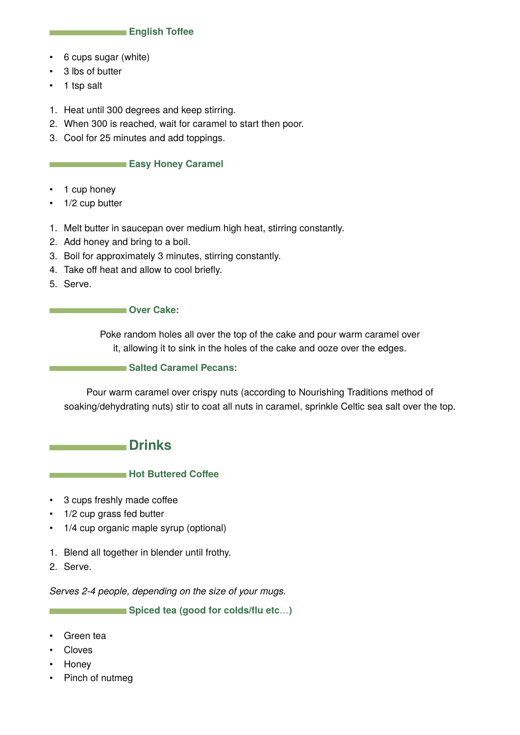### English Toffee

- 6 cups sugar (white)
- 3 lbs of butter
- 1 tsp salt

1. Heat until 300 degrees and keep stirring.
2. When 300 is reached, wait for caramel to start then poor.
3. Cool for 25 minutes and add toppings.

### Easy Honey Caramel

- 1 cup honey
- 1/2 cup butter

1. Melt butter in saucepan over medium high heat, stirring constantly.
2. Add honey and bring to a boil.
3. Boil for approximately 3 minutes, stirring constantly.
4. Take off heat and allow to cool briefly.
5. Serve.

### Over Cake:

Poke random holes all over the top of the cake and pour warm caramel over it, allowing it to sink in the holes of the cake and ooze over the edges.

### Salted Caramel Pecans:

Pour warm caramel over crispy nuts (according to Nourishing Traditions method of soaking/dehydrating nuts) stir to coat all nuts in caramel, sprinkle Celtic sea salt over the top.

## Drinks

### Hot Buttered Coffee

- 3 cups freshly made coffee
- 1/2 cup grass fed butter
- 1/4 cup organic maple syrup (optional)

1. Blend all together in blender until frothy.
2. Serve.

*Serves 2-4 people, depending on the size of your mugs.*

### Spiced tea (good for colds/flu etc…)

- Green tea
- Cloves
- Honey
- Pinch of nutmeg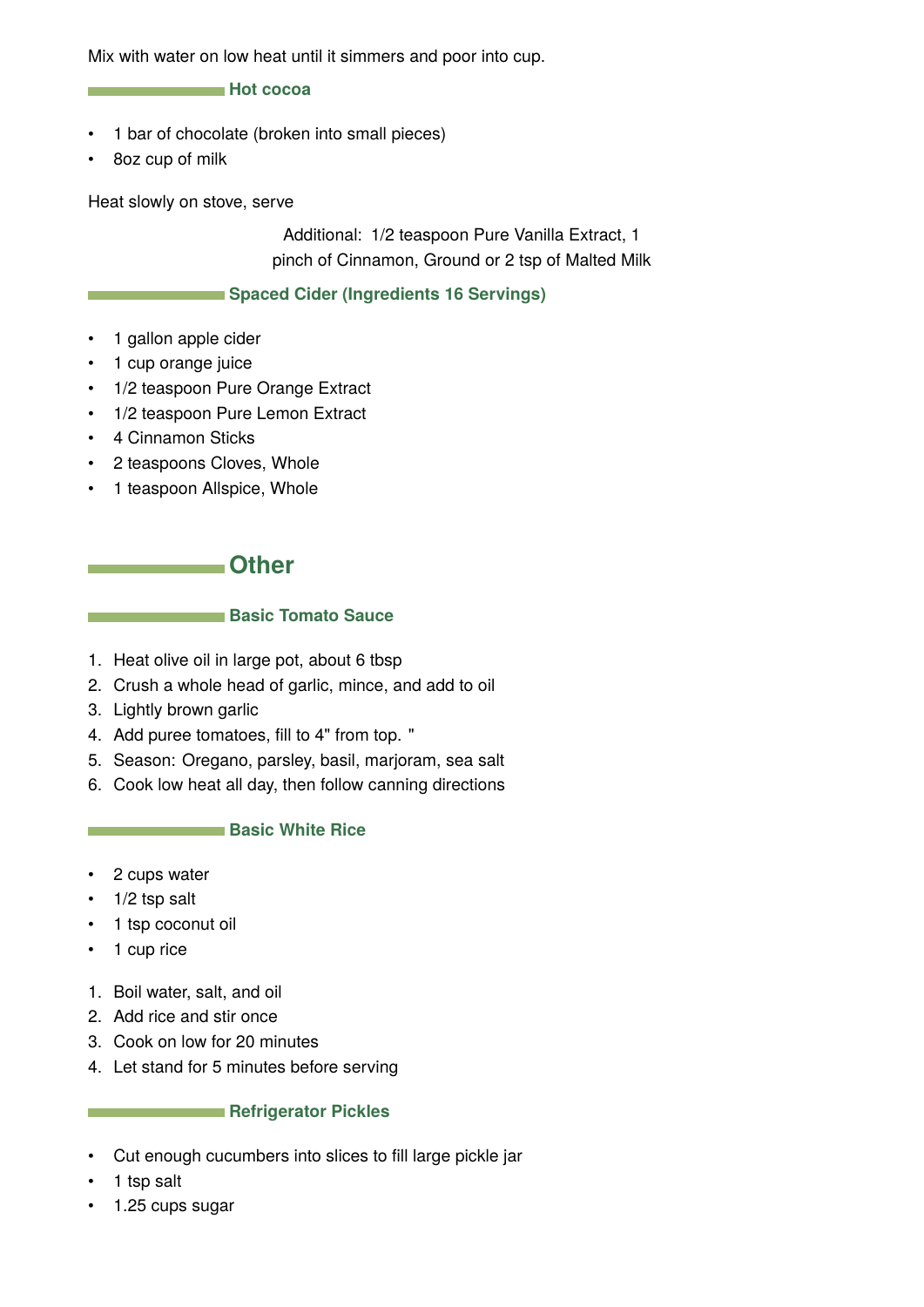Mix with water on low heat until it simmers and poor into cup.

### Hot cocoa

- 1 bar of chocolate (broken into small pieces)
- 8oz cup of milk

Heat slowly on stove, serve

Additional: 1/2 teaspoon Pure Vanilla Extract, 1 pinch of Cinnamon, Ground or 2 tsp of Malted Milk

### Spaced Cider (Ingredients 16 Servings)

- 1 gallon apple cider
- 1 cup orange juice
- 1/2 teaspoon Pure Orange Extract
- 1/2 teaspoon Pure Lemon Extract
- 4 Cinnamon Sticks
- 2 teaspoons Cloves, Whole
- 1 teaspoon Allspice, Whole

## Other

### Basic Tomato Sauce

1. Heat olive oil in large pot, about 6 tbsp
2. Crush a whole head of garlic, mince, and add to oil
3. Lightly brown garlic
4. Add puree tomatoes, fill to 4" from top. "
5. Season: Oregano, parsley, basil, marjoram, sea salt
6. Cook low heat all day, then follow canning directions

### Basic White Rice

- 2 cups water
- 1/2 tsp salt
- 1 tsp coconut oil
- 1 cup rice

1. Boil water, salt, and oil
2. Add rice and stir once
3. Cook on low for 20 minutes
4. Let stand for 5 minutes before serving

### Refrigerator Pickles

- Cut enough cucumbers into slices to fill large pickle jar
- 1 tsp salt
- 1.25 cups sugar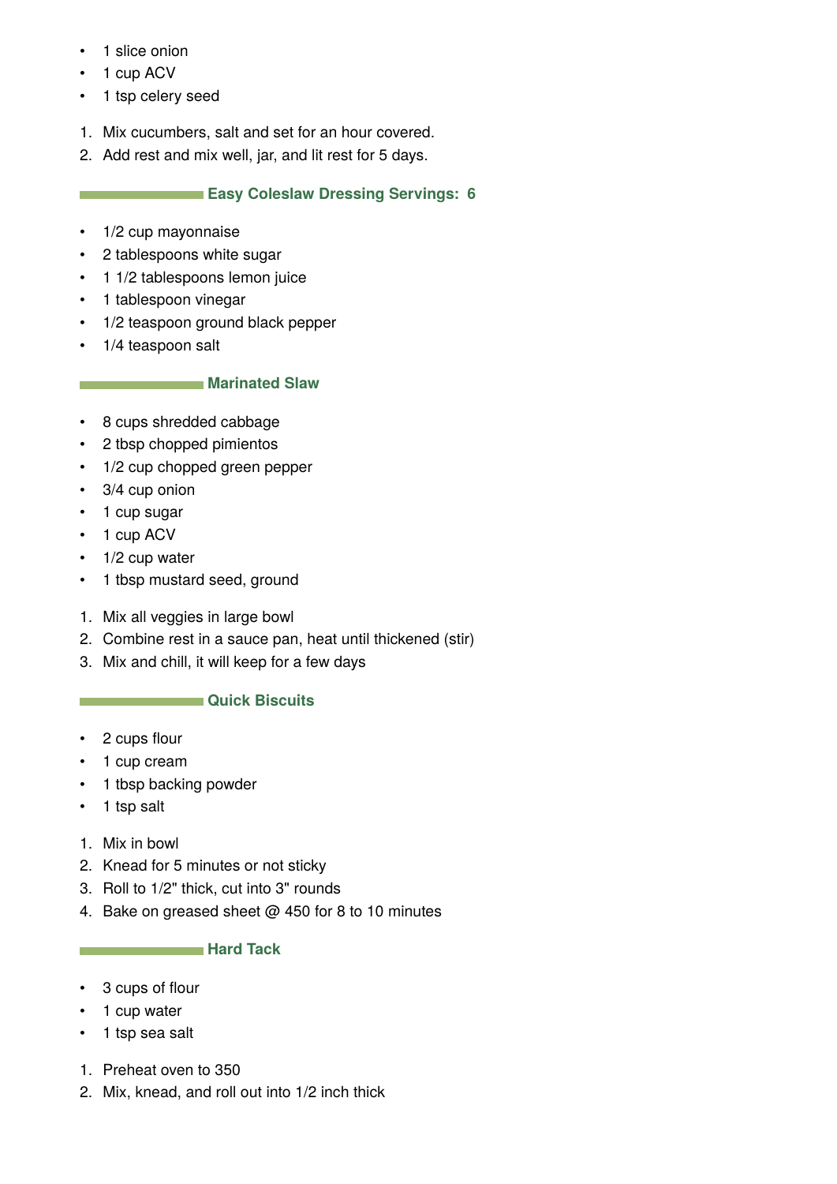- 1 slice onion
- 1 cup ACV
- 1 tsp celery seed

1. Mix cucumbers, salt and set for an hour covered.
2. Add rest and mix well, jar, and lit rest for 5 days.

### Easy Coleslaw Dressing Servings: 6

- 1/2 cup mayonnaise
- 2 tablespoons white sugar
- 1 1/2 tablespoons lemon juice
- 1 tablespoon vinegar
- 1/2 teaspoon ground black pepper
- 1/4 teaspoon salt

### Marinated Slaw

- 8 cups shredded cabbage
- 2 tbsp chopped pimientos
- 1/2 cup chopped green pepper
- 3/4 cup onion
- 1 cup sugar
- 1 cup ACV
- 1/2 cup water
- 1 tbsp mustard seed, ground

1. Mix all veggies in large bowl
2. Combine rest in a sauce pan, heat until thickened (stir)
3. Mix and chill, it will keep for a few days

### Quick Biscuits

- 2 cups flour
- 1 cup cream
- 1 tbsp backing powder
- 1 tsp salt

1. Mix in bowl
2. Knead for 5 minutes or not sticky
3. Roll to 1/2" thick, cut into 3" rounds
4. Bake on greased sheet @ 450 for 8 to 10 minutes

### Hard Tack

- 3 cups of flour
- 1 cup water
- 1 tsp sea salt

1. Preheat oven to 350
2. Mix, knead, and roll out into 1/2 inch thick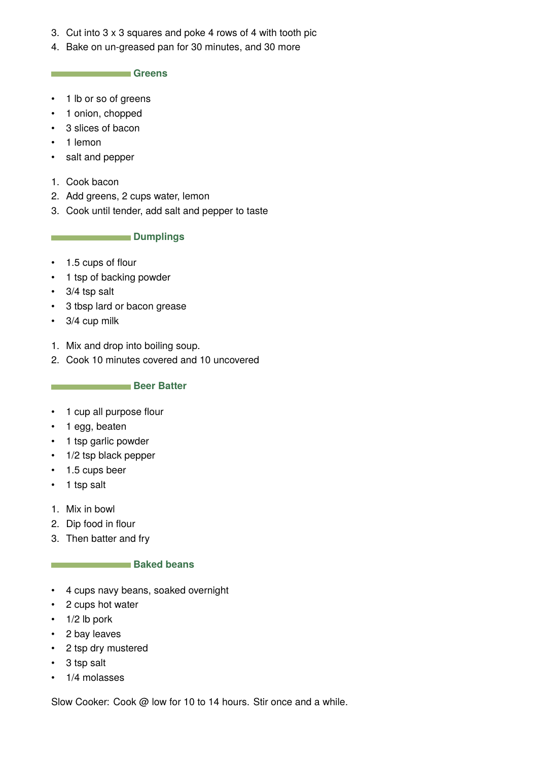3. Cut into 3 x 3 squares and poke 4 rows of 4 with tooth pic
4. Bake on un-greased pan for 30 minutes, and 30 more

## Greens

- 1 lb or so of greens
- 1 onion, chopped
- 3 slices of bacon
- 1 lemon
- salt and pepper

1. Cook bacon
2. Add greens, 2 cups water, lemon
3. Cook until tender, add salt and pepper to taste

## Dumplings

- 1.5 cups of flour
- 1 tsp of backing powder
- 3/4 tsp salt
- 3 tbsp lard or bacon grease
- 3/4 cup milk

1. Mix and drop into boiling soup.
2. Cook 10 minutes covered and 10 uncovered

## Beer Batter

- 1 cup all purpose flour
- 1 egg, beaten
- 1 tsp garlic powder
- 1/2 tsp black pepper
- 1.5 cups beer
- 1 tsp salt

1. Mix in bowl
2. Dip food in flour
3. Then batter and fry

## Baked beans

- 4 cups navy beans, soaked overnight
- 2 cups hot water
- 1/2 lb pork
- 2 bay leaves
- 2 tsp dry mustered
- 3 tsp salt
- 1/4 molasses

Slow Cooker: Cook @ low for 10 to 14 hours. Stir once and a while.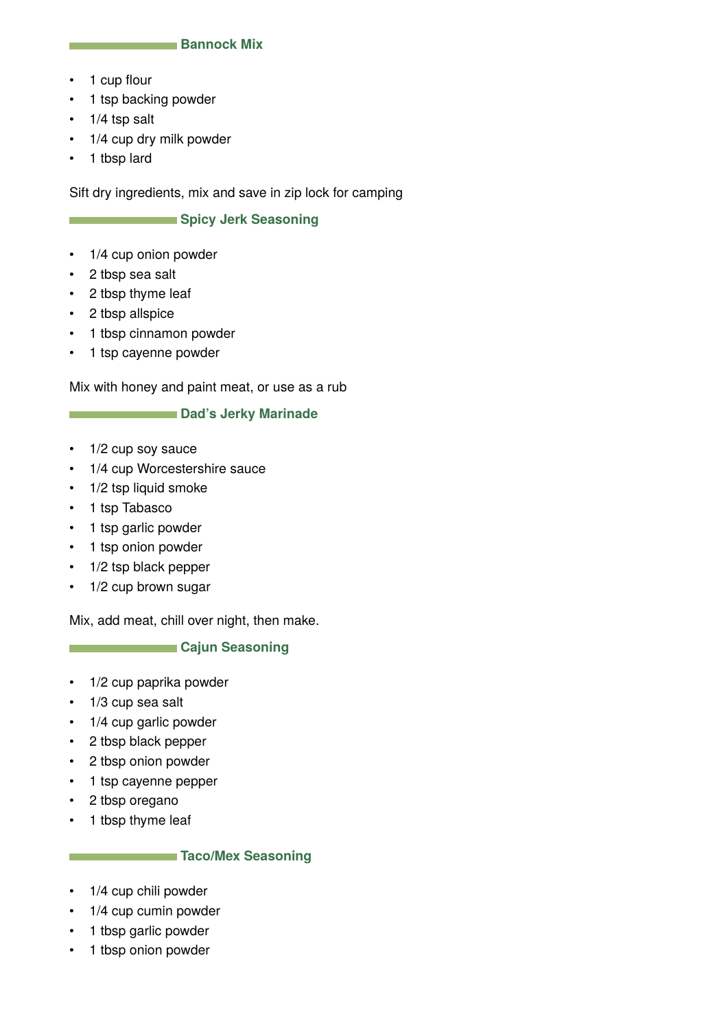## Bannock Mix

- 1 cup flour
- 1 tsp backing powder
- 1/4 tsp salt
- 1/4 cup dry milk powder
- 1 tbsp lard

Sift dry ingredients, mix and save in zip lock for camping

## Spicy Jerk Seasoning

- 1/4 cup onion powder
- 2 tbsp sea salt
- 2 tbsp thyme leaf
- 2 tbsp allspice
- 1 tbsp cinnamon powder
- 1 tsp cayenne powder

Mix with honey and paint meat, or use as a rub

## Dad's Jerky Marinade

- 1/2 cup soy sauce
- 1/4 cup Worcestershire sauce
- 1/2 tsp liquid smoke
- 1 tsp Tabasco
- 1 tsp garlic powder
- 1 tsp onion powder
- 1/2 tsp black pepper
- 1/2 cup brown sugar

Mix, add meat, chill over night, then make.

## Cajun Seasoning

- 1/2 cup paprika powder
- 1/3 cup sea salt
- 1/4 cup garlic powder
- 2 tbsp black pepper
- 2 tbsp onion powder
- 1 tsp cayenne pepper
- 2 tbsp oregano
- 1 tbsp thyme leaf

## Taco/Mex Seasoning

- 1/4 cup chili powder
- 1/4 cup cumin powder
- 1 tbsp garlic powder
- 1 tbsp onion powder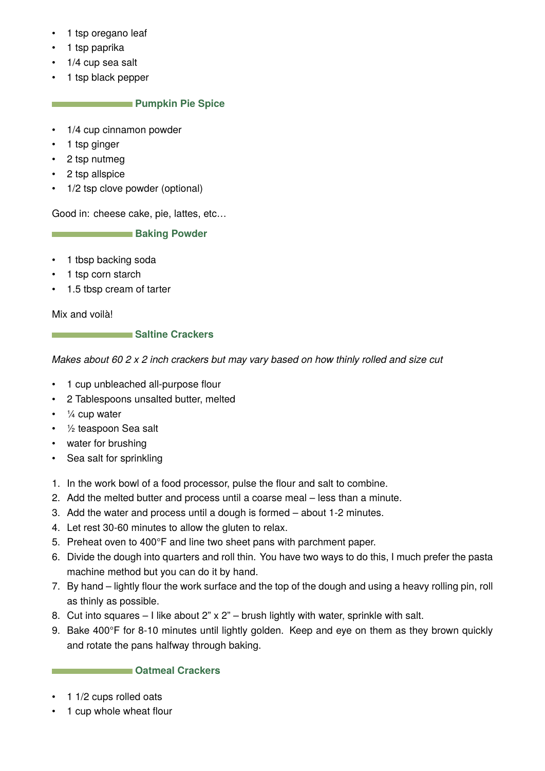- 1 tsp oregano leaf
- 1 tsp paprika
- 1/4 cup sea salt
- 1 tsp black pepper

## Pumpkin Pie Spice

- 1/4 cup cinnamon powder
- 1 tsp ginger
- 2 tsp nutmeg
- 2 tsp allspice
- 1/2 tsp clove powder (optional)

Good in: cheese cake, pie, lattes, etc…

## Baking Powder

- 1 tbsp backing soda
- 1 tsp corn starch
- 1.5 tbsp cream of tarter

Mix and voilà!

## Saltine Crackers

*Makes about 60 2 x 2 inch crackers but may vary based on how thinly rolled and size cut*

- 1 cup unbleached all-purpose flour
- 2 Tablespoons unsalted butter, melted
- ¼ cup water
- ½ teaspoon Sea salt
- water for brushing
- Sea salt for sprinkling

1. In the work bowl of a food processor, pulse the flour and salt to combine.
2. Add the melted butter and process until a coarse meal – less than a minute.
3. Add the water and process until a dough is formed – about 1-2 minutes.
4. Let rest 30-60 minutes to allow the gluten to relax.
5. Preheat oven to 400°F and line two sheet pans with parchment paper.
6. Divide the dough into quarters and roll thin. You have two ways to do this, I much prefer the pasta machine method but you can do it by hand.
7. By hand – lightly flour the work surface and the top of the dough and using a heavy rolling pin, roll as thinly as possible.
8. Cut into squares – I like about 2" x 2" – brush lightly with water, sprinkle with salt.
9. Bake 400°F for 8-10 minutes until lightly golden. Keep and eye on them as they brown quickly and rotate the pans halfway through baking.

## Oatmeal Crackers

- 1 1/2 cups rolled oats
- 1 cup whole wheat flour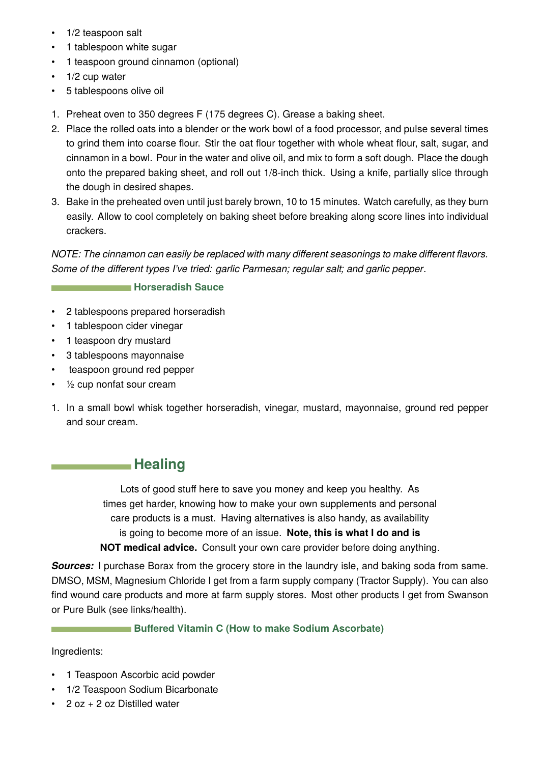- 1/2 teaspoon salt
- 1 tablespoon white sugar
- 1 teaspoon ground cinnamon (optional)
- 1/2 cup water
- 5 tablespoons olive oil

1. Preheat oven to 350 degrees F (175 degrees C). Grease a baking sheet.
2. Place the rolled oats into a blender or the work bowl of a food processor, and pulse several times to grind them into coarse flour. Stir the oat flour together with whole wheat flour, salt, sugar, and cinnamon in a bowl. Pour in the water and olive oil, and mix to form a soft dough. Place the dough onto the prepared baking sheet, and roll out 1/8-inch thick. Using a knife, partially slice through the dough in desired shapes.
3. Bake in the preheated oven until just barely brown, 10 to 15 minutes. Watch carefully, as they burn easily. Allow to cool completely on baking sheet before breaking along score lines into individual crackers.

*NOTE: The cinnamon can easily be replaced with many different seasonings to make different flavors. Some of the different types I've tried: garlic Parmesan; regular salt; and garlic pepper*.

### Horseradish Sauce

- 2 tablespoons prepared horseradish
- 1 tablespoon cider vinegar
- 1 teaspoon dry mustard
- 3 tablespoons mayonnaise
- teaspoon ground red pepper
- ½ cup nonfat sour cream

1. In a small bowl whisk together horseradish, vinegar, mustard, mayonnaise, ground red pepper and sour cream.

## Healing

Lots of good stuff here to save you money and keep you healthy. As times get harder, knowing how to make your own supplements and personal care products is a must. Having alternatives is also handy, as availability is going to become more of an issue. **Note, this is what I do and is NOT medical advice.** Consult your own care provider before doing anything.

***Sources:*** I purchase Borax from the grocery store in the laundry isle, and baking soda from same. DMSO, MSM, Magnesium Chloride I get from a farm supply company (Tractor Supply). You can also find wound care products and more at farm supply stores. Most other products I get from Swanson or Pure Bulk (see links/health).

### Buffered Vitamin C (How to make Sodium Ascorbate)

Ingredients:

- 1 Teaspoon Ascorbic acid powder
- 1/2 Teaspoon Sodium Bicarbonate
- 2 oz + 2 oz Distilled water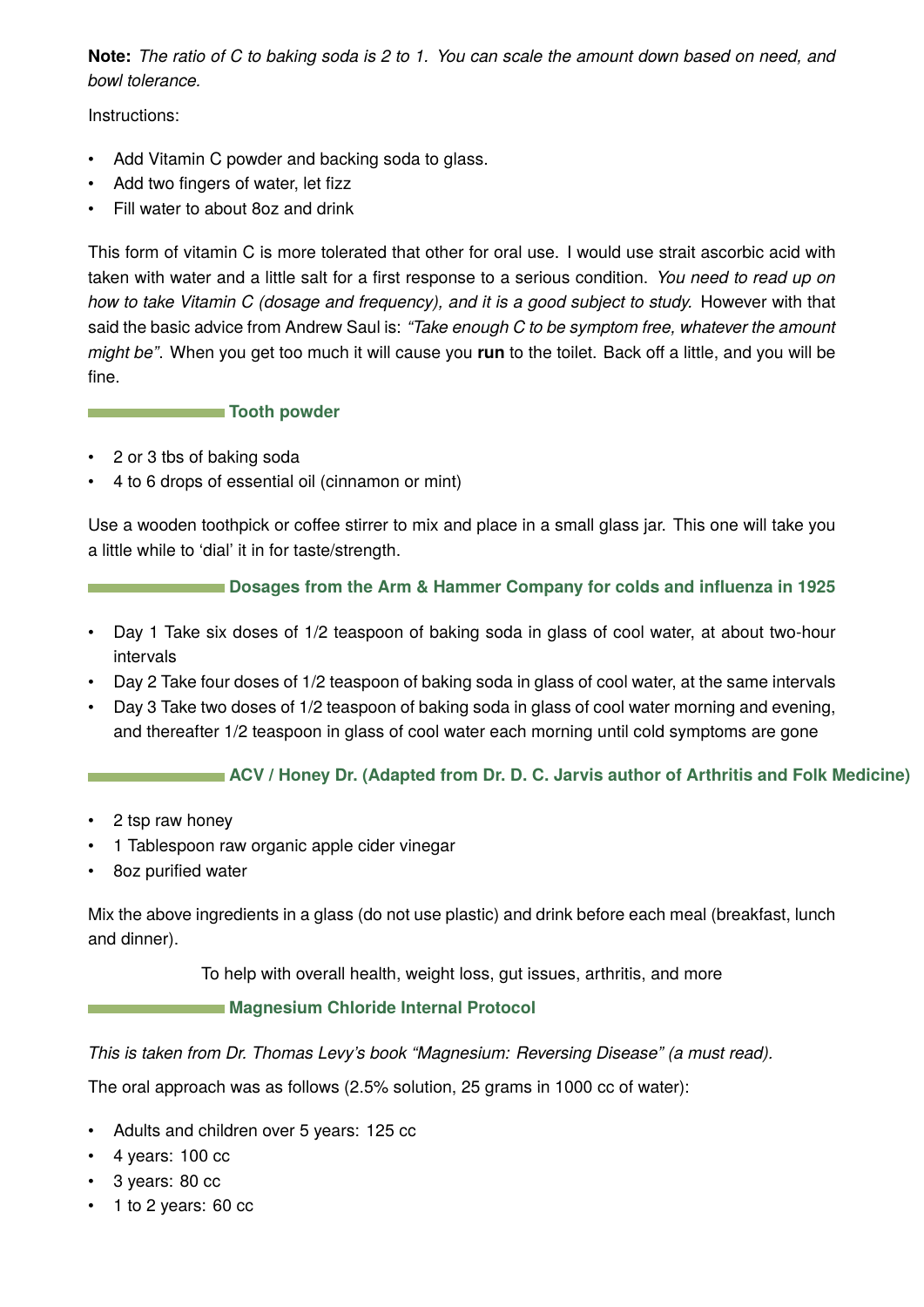**Note:** *The ratio of C to baking soda is 2 to 1. You can scale the amount down based on need, and bowl tolerance.*

Instructions:

- Add Vitamin C powder and backing soda to glass.
- Add two fingers of water, let fizz
- Fill water to about 8oz and drink

This form of vitamin C is more tolerated that other for oral use. I would use strait ascorbic acid with taken with water and a little salt for a first response to a serious condition. *You need to read up on how to take Vitamin C (dosage and frequency), and it is a good subject to study.* However with that said the basic advice from Andrew Saul is: *"Take enough C to be symptom free, whatever the amount might be"*. When you get too much it will cause you **run** to the toilet. Back off a little, and you will be fine.

### Tooth powder

- 2 or 3 tbs of baking soda
- 4 to 6 drops of essential oil (cinnamon or mint)

Use a wooden toothpick or coffee stirrer to mix and place in a small glass jar. This one will take you a little while to 'dial' it in for taste/strength.

### Dosages from the Arm & Hammer Company for colds and influenza in 1925

- Day 1 Take six doses of 1/2 teaspoon of baking soda in glass of cool water, at about two-hour intervals
- Day 2 Take four doses of 1/2 teaspoon of baking soda in glass of cool water, at the same intervals
- Day 3 Take two doses of 1/2 teaspoon of baking soda in glass of cool water morning and evening, and thereafter 1/2 teaspoon in glass of cool water each morning until cold symptoms are gone

### ACV / Honey Dr. (Adapted from Dr. D. C. Jarvis author of Arthritis and Folk Medicine)

- 2 tsp raw honey
- 1 Tablespoon raw organic apple cider vinegar
- 8oz purified water

Mix the above ingredients in a glass (do not use plastic) and drink before each meal (breakfast, lunch and dinner).

To help with overall health, weight loss, gut issues, arthritis, and more

### Magnesium Chloride Internal Protocol

*This is taken from Dr. Thomas Levy's book "Magnesium: Reversing Disease" (a must read).*

The oral approach was as follows (2.5% solution, 25 grams in 1000 cc of water):

- Adults and children over 5 years: 125 cc
- 4 years: 100 cc
- 3 years: 80 cc
- 1 to 2 years: 60 cc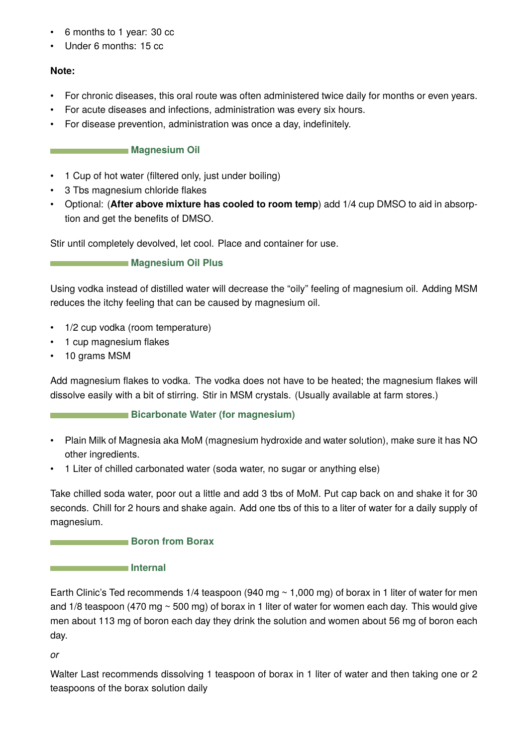- 6 months to 1 year: 30 cc
- Under 6 months: 15 cc

**Note:**

- For chronic diseases, this oral route was often administered twice daily for months or even years.
- For acute diseases and infections, administration was every six hours.
- For disease prevention, administration was once a day, indefinitely.

### Magnesium Oil

- 1 Cup of hot water (filtered only, just under boiling)
- 3 Tbs magnesium chloride flakes
- Optional: (**After above mixture has cooled to room temp**) add 1/4 cup DMSO to aid in absorption and get the benefits of DMSO.

Stir until completely devolved, let cool. Place and container for use.

### Magnesium Oil Plus

Using vodka instead of distilled water will decrease the "oily" feeling of magnesium oil. Adding MSM reduces the itchy feeling that can be caused by magnesium oil.

- 1/2 cup vodka (room temperature)
- 1 cup magnesium flakes
- 10 grams MSM

Add magnesium flakes to vodka. The vodka does not have to be heated; the magnesium flakes will dissolve easily with a bit of stirring. Stir in MSM crystals. (Usually available at farm stores.)

### Bicarbonate Water (for magnesium)

- Plain Milk of Magnesia aka MoM (magnesium hydroxide and water solution), make sure it has NO other ingredients.
- 1 Liter of chilled carbonated water (soda water, no sugar or anything else)

Take chilled soda water, poor out a little and add 3 tbs of MoM. Put cap back on and shake it for 30 seconds. Chill for 2 hours and shake again. Add one tbs of this to a liter of water for a daily supply of magnesium.

### Boron from Borax

### Internal

Earth Clinic's Ted recommends 1/4 teaspoon (940 mg ~ 1,000 mg) of borax in 1 liter of water for men and 1/8 teaspoon (470 mg ~ 500 mg) of borax in 1 liter of water for women each day. This would give men about 113 mg of boron each day they drink the solution and women about 56 mg of boron each day.

*or*

Walter Last recommends dissolving 1 teaspoon of borax in 1 liter of water and then taking one or 2 teaspoons of the borax solution daily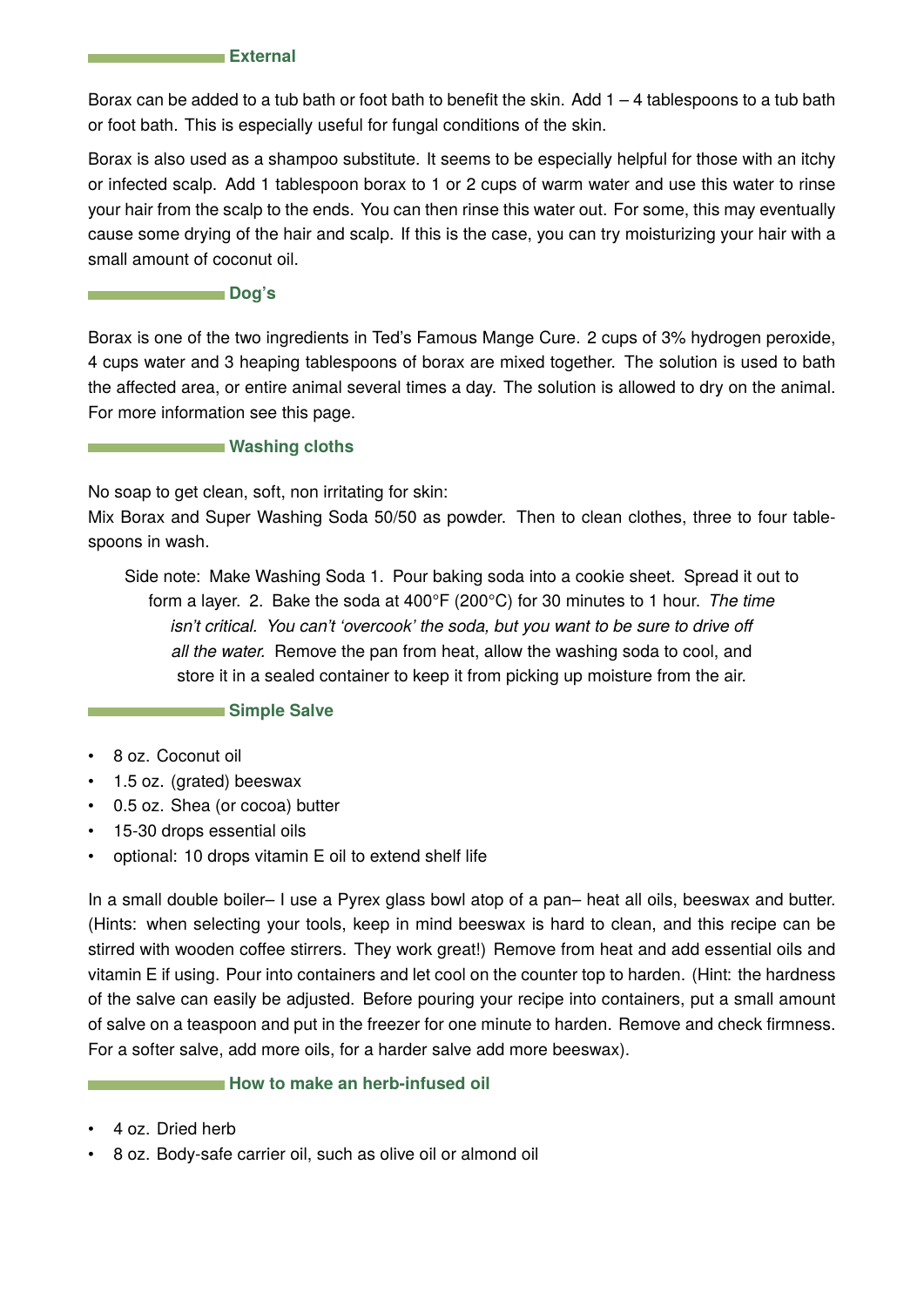### External

Borax can be added to a tub bath or foot bath to benefit the skin. Add 1 – 4 tablespoons to a tub bath or foot bath. This is especially useful for fungal conditions of the skin.

Borax is also used as a shampoo substitute. It seems to be especially helpful for those with an itchy or infected scalp. Add 1 tablespoon borax to 1 or 2 cups of warm water and use this water to rinse your hair from the scalp to the ends. You can then rinse this water out. For some, this may eventually cause some drying of the hair and scalp. If this is the case, you can try moisturizing your hair with a small amount of coconut oil.

### Dog's

Borax is one of the two ingredients in Ted's Famous Mange Cure. 2 cups of 3% hydrogen peroxide, 4 cups water and 3 heaping tablespoons of borax are mixed together. The solution is used to bath the affected area, or entire animal several times a day. The solution is allowed to dry on the animal. For more information see this page.

### Washing cloths

No soap to get clean, soft, non irritating for skin:
Mix Borax and Super Washing Soda 50/50 as powder. Then to clean clothes, three to four tablespoons in wash.

> Side note: Make Washing Soda 1. Pour baking soda into a cookie sheet. Spread it out to form a layer. 2. Bake the soda at 400°F (200°C) for 30 minutes to 1 hour. *The time isn't critical. You can't 'overcook' the soda, but you want to be sure to drive off all the water.* Remove the pan from heat, allow the washing soda to cool, and store it in a sealed container to keep it from picking up moisture from the air.

### Simple Salve

- 8 oz. Coconut oil
- 1.5 oz. (grated) beeswax
- 0.5 oz. Shea (or cocoa) butter
- 15-30 drops essential oils
- optional: 10 drops vitamin E oil to extend shelf life

In a small double boiler– I use a Pyrex glass bowl atop of a pan– heat all oils, beeswax and butter. (Hints: when selecting your tools, keep in mind beeswax is hard to clean, and this recipe can be stirred with wooden coffee stirrers. They work great!) Remove from heat and add essential oils and vitamin E if using. Pour into containers and let cool on the counter top to harden. (Hint: the hardness of the salve can easily be adjusted. Before pouring your recipe into containers, put a small amount of salve on a teaspoon and put in the freezer for one minute to harden. Remove and check firmness. For a softer salve, add more oils, for a harder salve add more beeswax).

### How to make an herb-infused oil

- 4 oz. Dried herb
- 8 oz. Body-safe carrier oil, such as olive oil or almond oil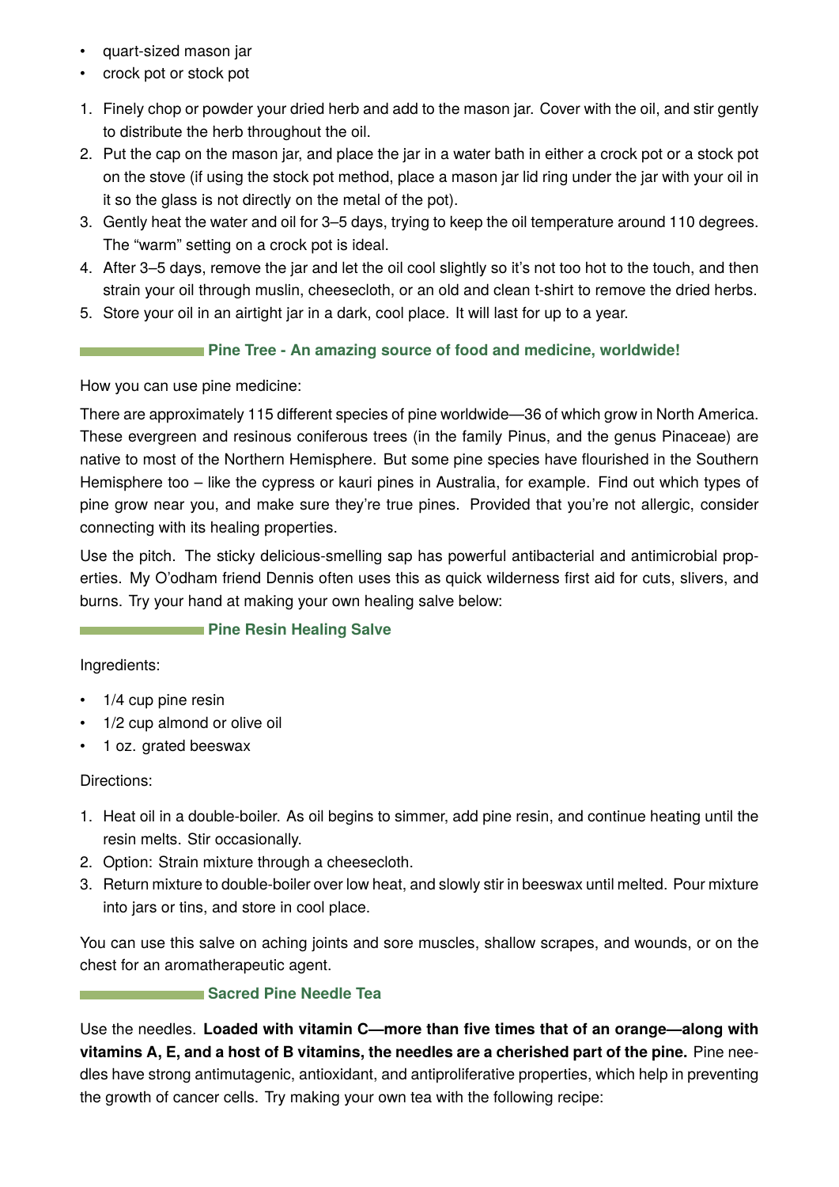- quart-sized mason jar
- crock pot or stock pot

1. Finely chop or powder your dried herb and add to the mason jar. Cover with the oil, and stir gently to distribute the herb throughout the oil.
2. Put the cap on the mason jar, and place the jar in a water bath in either a crock pot or a stock pot on the stove (if using the stock pot method, place a mason jar lid ring under the jar with your oil in it so the glass is not directly on the metal of the pot).
3. Gently heat the water and oil for 3–5 days, trying to keep the oil temperature around 110 degrees. The "warm" setting on a crock pot is ideal.
4. After 3–5 days, remove the jar and let the oil cool slightly so it's not too hot to the touch, and then strain your oil through muslin, cheesecloth, or an old and clean t-shirt to remove the dried herbs.
5. Store your oil in an airtight jar in a dark, cool place. It will last for up to a year.

## Pine Tree - An amazing source of food and medicine, worldwide!

How you can use pine medicine:

There are approximately 115 different species of pine worldwide—36 of which grow in North America. These evergreen and resinous coniferous trees (in the family Pinus, and the genus Pinaceae) are native to most of the Northern Hemisphere. But some pine species have flourished in the Southern Hemisphere too – like the cypress or kauri pines in Australia, for example. Find out which types of pine grow near you, and make sure they're true pines. Provided that you're not allergic, consider connecting with its healing properties.

Use the pitch. The sticky delicious-smelling sap has powerful antibacterial and antimicrobial properties. My O'odham friend Dennis often uses this as quick wilderness first aid for cuts, slivers, and burns. Try your hand at making your own healing salve below:

## Pine Resin Healing Salve

Ingredients:

- 1/4 cup pine resin
- 1/2 cup almond or olive oil
- 1 oz. grated beeswax

Directions:

1. Heat oil in a double-boiler. As oil begins to simmer, add pine resin, and continue heating until the resin melts. Stir occasionally.
2. Option: Strain mixture through a cheesecloth.
3. Return mixture to double-boiler over low heat, and slowly stir in beeswax until melted. Pour mixture into jars or tins, and store in cool place.

You can use this salve on aching joints and sore muscles, shallow scrapes, and wounds, or on the chest for an aromatherapeutic agent.

## Sacred Pine Needle Tea

Use the needles. **Loaded with vitamin C—more than five times that of an orange—along with vitamins A, E, and a host of B vitamins, the needles are a cherished part of the pine.** Pine needles have strong antimutagenic, antioxidant, and antiproliferative properties, which help in preventing the growth of cancer cells. Try making your own tea with the following recipe: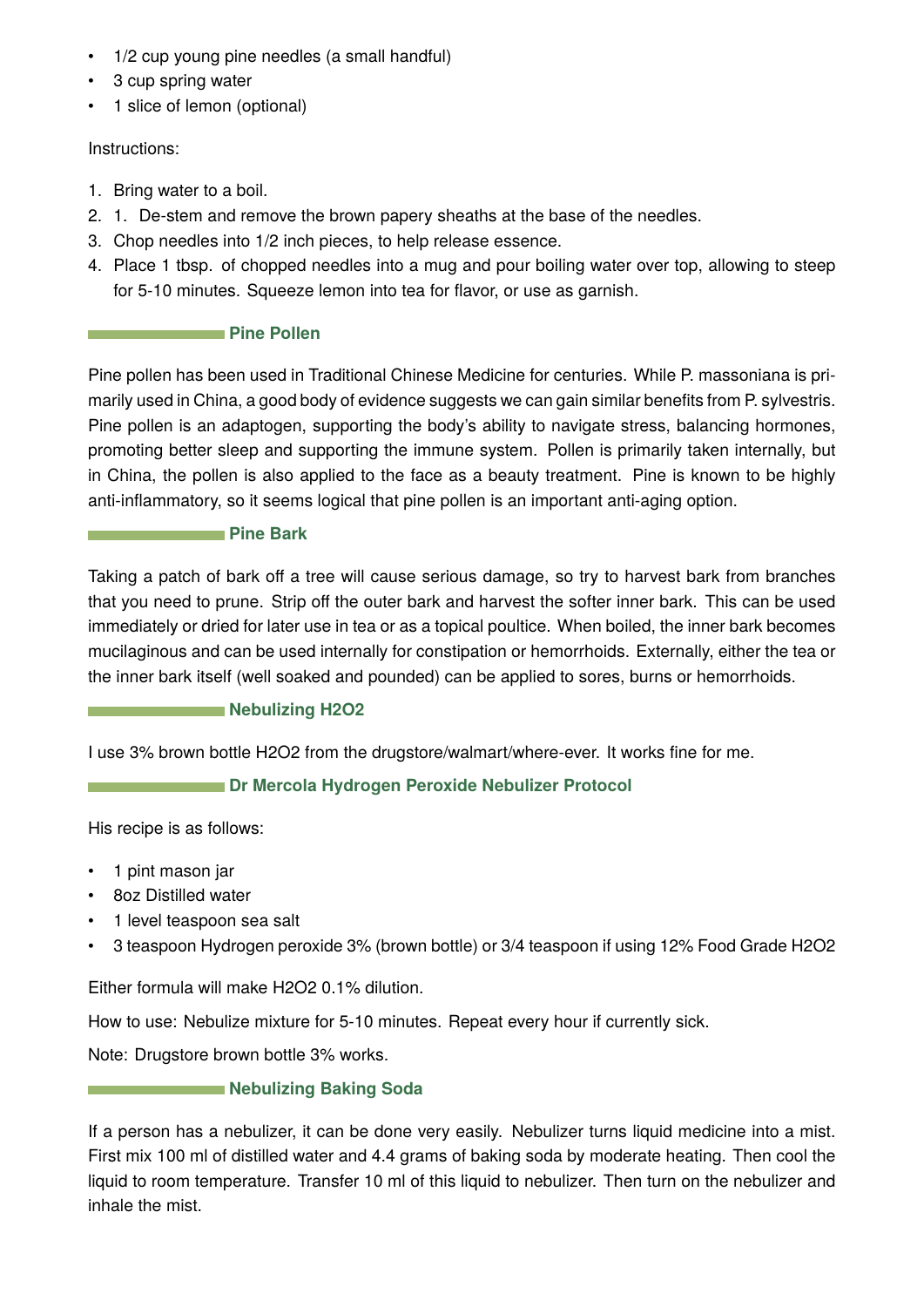- 1/2 cup young pine needles (a small handful)
- 3 cup spring water
- 1 slice of lemon (optional)

Instructions:

1. Bring water to a boil.
2. 1. De-stem and remove the brown papery sheaths at the base of the needles.
3. Chop needles into 1/2 inch pieces, to help release essence.
4. Place 1 tbsp. of chopped needles into a mug and pour boiling water over top, allowing to steep for 5-10 minutes. Squeeze lemon into tea for flavor, or use as garnish.

### Pine Pollen

Pine pollen has been used in Traditional Chinese Medicine for centuries. While P. massoniana is primarily used in China, a good body of evidence suggests we can gain similar benefits from P. sylvestris. Pine pollen is an adaptogen, supporting the body's ability to navigate stress, balancing hormones, promoting better sleep and supporting the immune system. Pollen is primarily taken internally, but in China, the pollen is also applied to the face as a beauty treatment. Pine is known to be highly anti-inflammatory, so it seems logical that pine pollen is an important anti-aging option.

### Pine Bark

Taking a patch of bark off a tree will cause serious damage, so try to harvest bark from branches that you need to prune. Strip off the outer bark and harvest the softer inner bark. This can be used immediately or dried for later use in tea or as a topical poultice. When boiled, the inner bark becomes mucilaginous and can be used internally for constipation or hemorrhoids. Externally, either the tea or the inner bark itself (well soaked and pounded) can be applied to sores, burns or hemorrhoids.

### Nebulizing $H_2O_2$

I use 3% brown bottle $H_2O_2$ from the drugstore/walmart/where-ever. It works fine for me.

### Dr Mercola Hydrogen Peroxide Nebulizer Protocol

His recipe is as follows:

- 1 pint mason jar
- 8oz Distilled water
- 1 level teaspoon sea salt
- 3 teaspoon Hydrogen peroxide 3% (brown bottle) or 3/4 teaspoon if using 12% Food Grade $H_2O_2$

Either formula will make $H_2O_2$ 0.1% dilution.

How to use: Nebulize mixture for 5-10 minutes. Repeat every hour if currently sick.

Note: Drugstore brown bottle 3% works.

### Nebulizing Baking Soda

If a person has a nebulizer, it can be done very easily. Nebulizer turns liquid medicine into a mist. First mix 100 ml of distilled water and 4.4 grams of baking soda by moderate heating. Then cool the liquid to room temperature. Transfer 10 ml of this liquid to nebulizer. Then turn on the nebulizer and inhale the mist.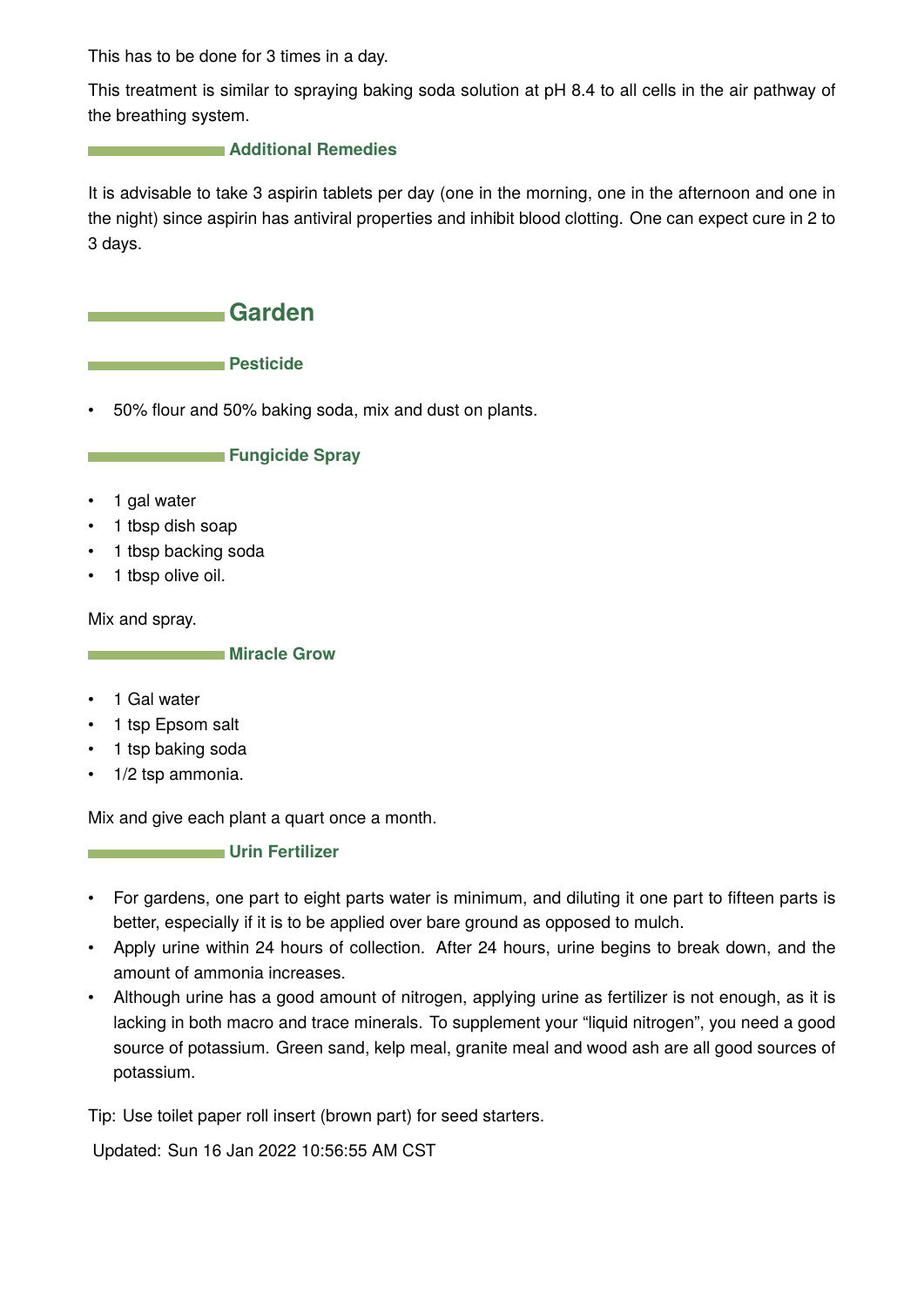This has to be done for 3 times in a day.

This treatment is similar to spraying baking soda solution at pH 8.4 to all cells in the air pathway of the breathing system.

### Additional Remedies

It is advisable to take 3 aspirin tablets per day (one in the morning, one in the afternoon and one in the night) since aspirin has antiviral properties and inhibit blood clotting. One can expect cure in 2 to 3 days.

## Garden

### Pesticide

- 50% flour and 50% baking soda, mix and dust on plants.

### Fungicide Spray

- 1 gal water
- 1 tbsp dish soap
- 1 tbsp backing soda
- 1 tbsp olive oil.

Mix and spray.

### Miracle Grow

- 1 Gal water
- 1 tsp Epsom salt
- 1 tsp baking soda
- 1/2 tsp ammonia.

Mix and give each plant a quart once a month.

### Urin Fertilizer

- For gardens, one part to eight parts water is minimum, and diluting it one part to fifteen parts is better, especially if it is to be applied over bare ground as opposed to mulch.
- Apply urine within 24 hours of collection. After 24 hours, urine begins to break down, and the amount of ammonia increases.
- Although urine has a good amount of nitrogen, applying urine as fertilizer is not enough, as it is lacking in both macro and trace minerals. To supplement your “liquid nitrogen”, you need a good source of potassium. Green sand, kelp meal, granite meal and wood ash are all good sources of potassium.

Tip: Use toilet paper roll insert (brown part) for seed starters.

Updated: Sun 16 Jan 2022 10:56:55 AM CST